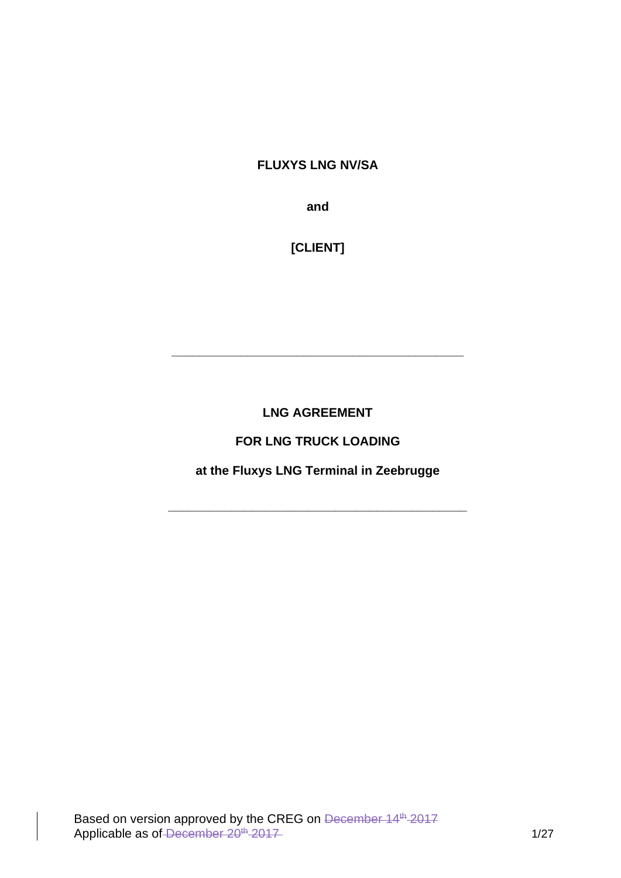**FLUXYS LNG NV/SA**

**and**

**[CLIENT]**

---

# LNG AGREEMENT

# FOR LNG TRUCK LOADING

## at the Fluxys LNG Terminal in Zeebrugge

---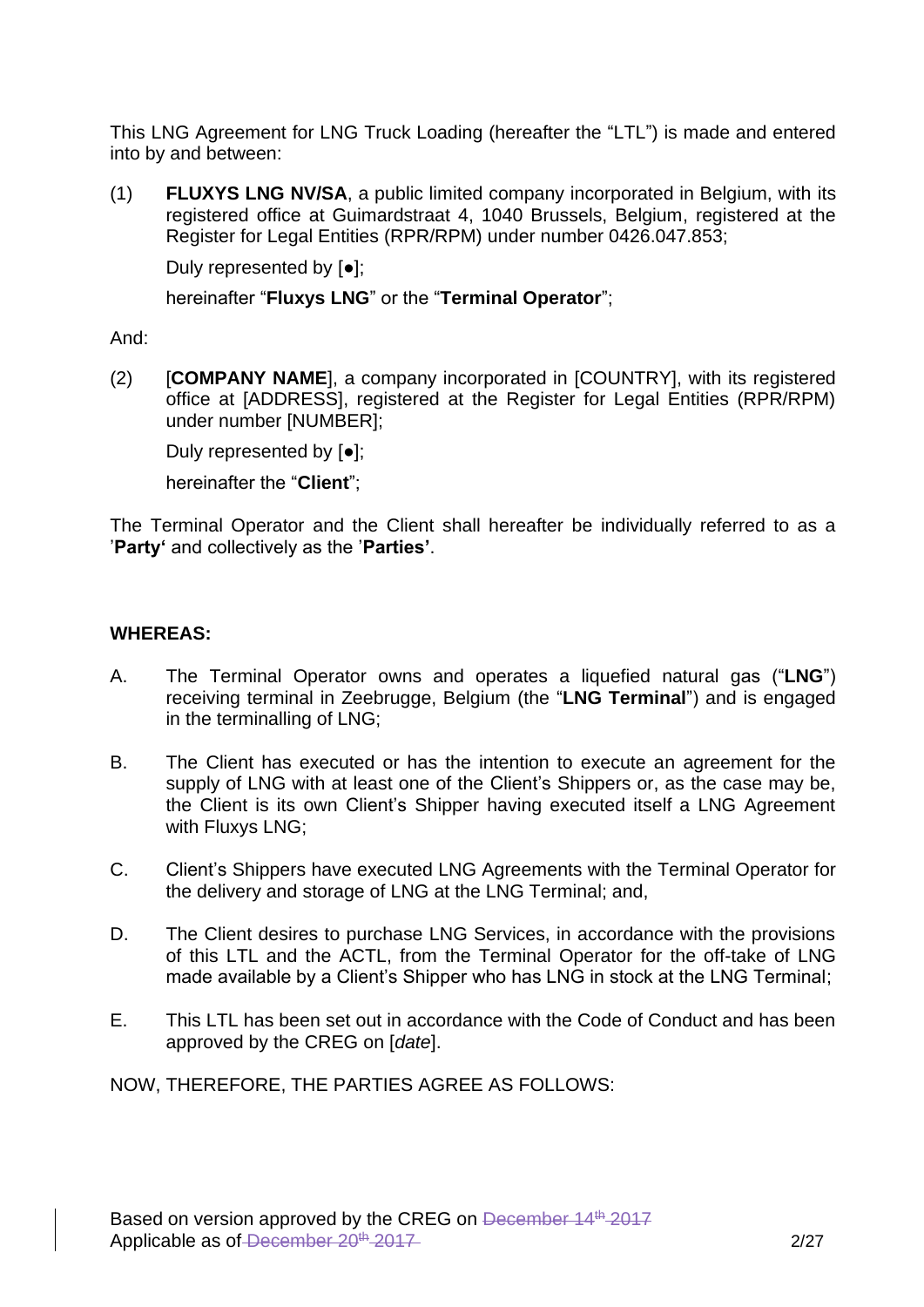This LNG Agreement for LNG Truck Loading (hereafter the "LTL") is made and entered into by and between:

(1) **FLUXYS LNG NV/SA**, a public limited company incorporated in Belgium, with its registered office at Guimardstraat 4, 1040 Brussels, Belgium, registered at the Register for Legal Entities (RPR/RPM) under number 0426.047.853;

Duly represented by [●];

hereinafter "**Fluxys LNG**" or the "**Terminal Operator**";

And:

(2) [**COMPANY NAME**], a company incorporated in [COUNTRY], with its registered office at [ADDRESS], registered at the Register for Legal Entities (RPR/RPM) under number [NUMBER];

Duly represented by [●];

hereinafter the "**Client**";

The Terminal Operator and the Client shall hereafter be individually referred to as a '**Party'** and collectively as the '**Parties'**.

**WHEREAS:**

A. The Terminal Operator owns and operates a liquefied natural gas ("**LNG**") receiving terminal in Zeebrugge, Belgium (the "**LNG Terminal**") and is engaged in the terminalling of LNG;

B. The Client has executed or has the intention to execute an agreement for the supply of LNG with at least one of the Client's Shippers or, as the case may be, the Client is its own Client's Shipper having executed itself a LNG Agreement with Fluxys LNG;

C. Client's Shippers have executed LNG Agreements with the Terminal Operator for the delivery and storage of LNG at the LNG Terminal; and,

D. The Client desires to purchase LNG Services, in accordance with the provisions of this LTL and the ACTL, from the Terminal Operator for the off-take of LNG made available by a Client's Shipper who has LNG in stock at the LNG Terminal;

E. This LTL has been set out in accordance with the Code of Conduct and has been approved by the CREG on [*date*].

NOW, THEREFORE, THE PARTIES AGREE AS FOLLOWS:

Based on version approved by the CREG on ~~December 14th 2017~~
Applicable as of ~~December 20th 2017~~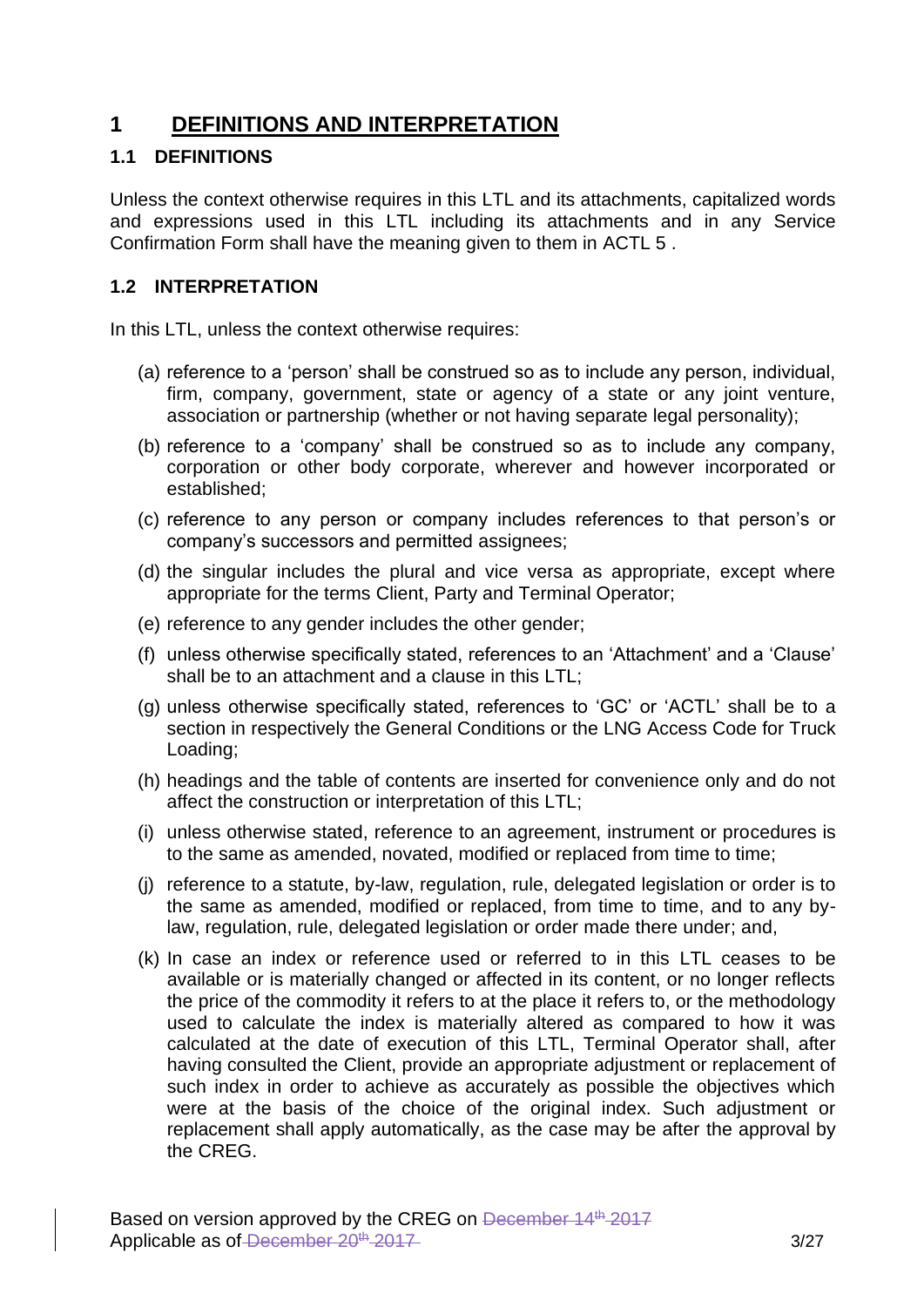# 1 DEFINITIONS AND INTERPRETATION

## 1.1 DEFINITIONS

Unless the context otherwise requires in this LTL and its attachments, capitalized words and expressions used in this LTL including its attachments and in any Service Confirmation Form shall have the meaning given to them in ACTL 5 .

## 1.2 INTERPRETATION

In this LTL, unless the context otherwise requires:

(a) reference to a 'person' shall be construed so as to include any person, individual, firm, company, government, state or agency of a state or any joint venture, association or partnership (whether or not having separate legal personality);

(b) reference to a 'company' shall be construed so as to include any company, corporation or other body corporate, wherever and however incorporated or established;

(c) reference to any person or company includes references to that person's or company's successors and permitted assignees;

(d) the singular includes the plural and vice versa as appropriate, except where appropriate for the terms Client, Party and Terminal Operator;

(e) reference to any gender includes the other gender;

(f) unless otherwise specifically stated, references to an 'Attachment' and a 'Clause' shall be to an attachment and a clause in this LTL;

(g) unless otherwise specifically stated, references to 'GC' or 'ACTL' shall be to a section in respectively the General Conditions or the LNG Access Code for Truck Loading;

(h) headings and the table of contents are inserted for convenience only and do not affect the construction or interpretation of this LTL;

(i) unless otherwise stated, reference to an agreement, instrument or procedures is to the same as amended, novated, modified or replaced from time to time;

(j) reference to a statute, by-law, regulation, rule, delegated legislation or order is to the same as amended, modified or replaced, from time to time, and to any by-law, regulation, rule, delegated legislation or order made there under; and,

(k) In case an index or reference used or referred to in this LTL ceases to be available or is materially changed or affected in its content, or no longer reflects the price of the commodity it refers to at the place it refers to, or the methodology used to calculate the index is materially altered as compared to how it was calculated at the date of execution of this LTL, Terminal Operator shall, after having consulted the Client, provide an appropriate adjustment or replacement of such index in order to achieve as accurately as possible the objectives which were at the basis of the choice of the original index. Such adjustment or replacement shall apply automatically, as the case may be after the approval by the CREG.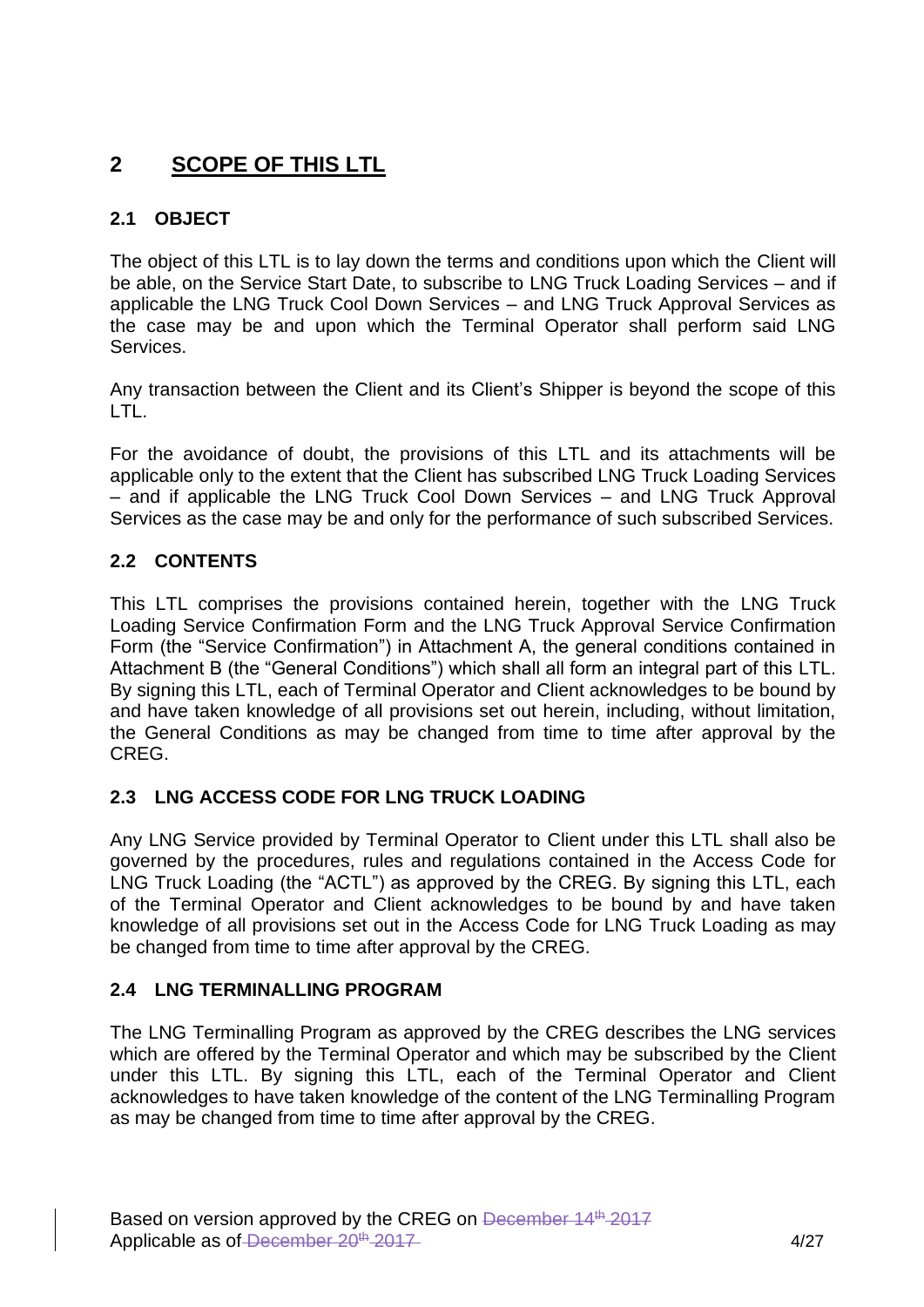# 2 SCOPE OF THIS LTL

## 2.1 OBJECT

The object of this LTL is to lay down the terms and conditions upon which the Client will be able, on the Service Start Date, to subscribe to LNG Truck Loading Services – and if applicable the LNG Truck Cool Down Services – and LNG Truck Approval Services as the case may be and upon which the Terminal Operator shall perform said LNG Services.

Any transaction between the Client and its Client's Shipper is beyond the scope of this LTL.

For the avoidance of doubt, the provisions of this LTL and its attachments will be applicable only to the extent that the Client has subscribed LNG Truck Loading Services – and if applicable the LNG Truck Cool Down Services – and LNG Truck Approval Services as the case may be and only for the performance of such subscribed Services.

## 2.2 CONTENTS

This LTL comprises the provisions contained herein, together with the LNG Truck Loading Service Confirmation Form and the LNG Truck Approval Service Confirmation Form (the "Service Confirmation") in Attachment A, the general conditions contained in Attachment B (the "General Conditions") which shall all form an integral part of this LTL. By signing this LTL, each of Terminal Operator and Client acknowledges to be bound by and have taken knowledge of all provisions set out herein, including, without limitation, the General Conditions as may be changed from time to time after approval by the CREG.

## 2.3 LNG ACCESS CODE FOR LNG TRUCK LOADING

Any LNG Service provided by Terminal Operator to Client under this LTL shall also be governed by the procedures, rules and regulations contained in the Access Code for LNG Truck Loading (the "ACTL") as approved by the CREG. By signing this LTL, each of the Terminal Operator and Client acknowledges to be bound by and have taken knowledge of all provisions set out in the Access Code for LNG Truck Loading as may be changed from time to time after approval by the CREG.

## 2.4 LNG TERMINALLING PROGRAM

The LNG Terminalling Program as approved by the CREG describes the LNG services which are offered by the Terminal Operator and which may be subscribed by the Client under this LTL. By signing this LTL, each of the Terminal Operator and Client acknowledges to have taken knowledge of the content of the LNG Terminalling Program as may be changed from time to time after approval by the CREG.

Based on version approved by the CREG on ~~December 14th 2017~~
Applicable as of ~~December 20th 2017~~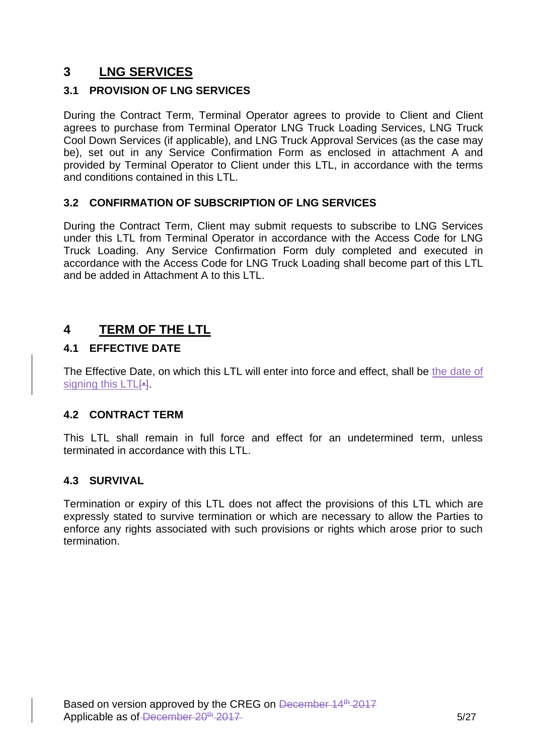# 3 LNG SERVICES

## 3.1 PROVISION OF LNG SERVICES

During the Contract Term, Terminal Operator agrees to provide to Client and Client agrees to purchase from Terminal Operator LNG Truck Loading Services, LNG Truck Cool Down Services (if applicable), and LNG Truck Approval Services (as the case may be), set out in any Service Confirmation Form as enclosed in attachment A and provided by Terminal Operator to Client under this LTL, in accordance with the terms and conditions contained in this LTL.

## 3.2 CONFIRMATION OF SUBSCRIPTION OF LNG SERVICES

During the Contract Term, Client may submit requests to subscribe to LNG Services under this LTL from Terminal Operator in accordance with the Access Code for LNG Truck Loading. Any Service Confirmation Form duly completed and executed in accordance with the Access Code for LNG Truck Loading shall become part of this LTL and be added in Attachment A to this LTL.

# 4 TERM OF THE LTL

## 4.1 EFFECTIVE DATE

The Effective Date, on which this LTL will enter into force and effect, shall be the date of signing this LTL~~[•]~~.

## 4.2 CONTRACT TERM

This LTL shall remain in full force and effect for an undetermined term, unless terminated in accordance with this LTL.

## 4.3 SURVIVAL

Termination or expiry of this LTL does not affect the provisions of this LTL which are expressly stated to survive termination or which are necessary to allow the Parties to enforce any rights associated with such provisions or rights which arose prior to such termination.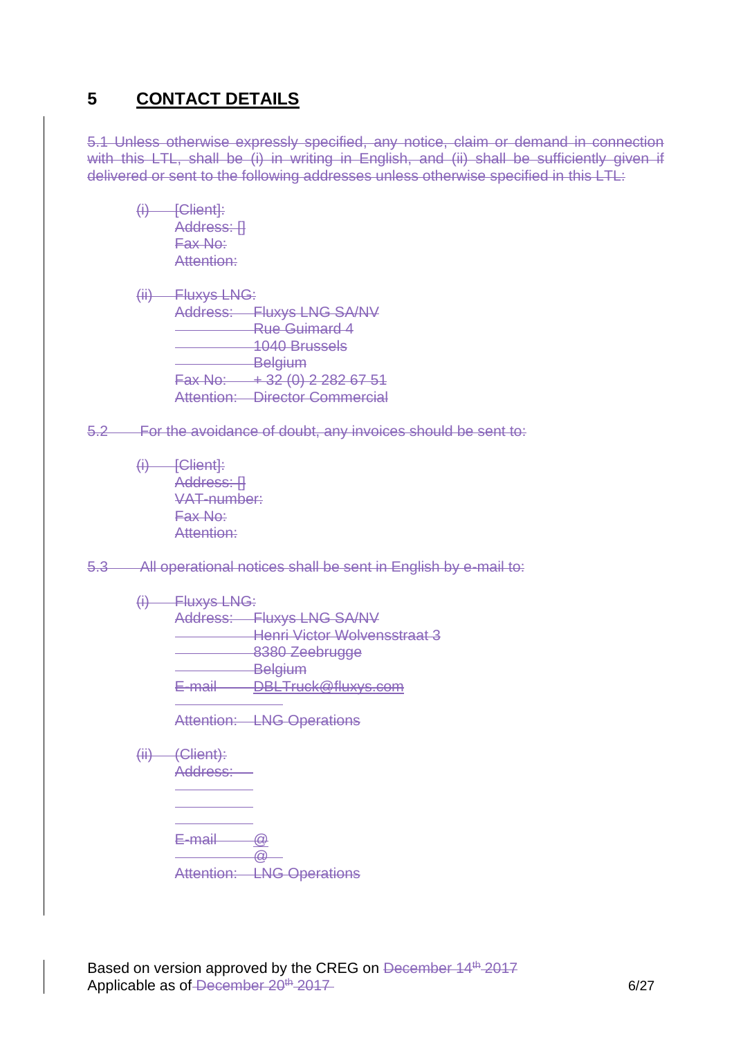# 5 CONTACT DETAILS

~~5.1 Unless otherwise expressly specified, any notice, claim or demand in connection with this LTL, shall be (i) in writing in English, and (ii) shall be sufficiently given if delivered or sent to the following addresses unless otherwise specified in this LTL:~~

~~(i) [Client]:~~
~~Address: []~~
~~Fax No:~~
~~Attention:~~

~~(ii) Fluxys LNG:~~
~~Address: Fluxys LNG SA/NV~~
~~Rue Guimard 4~~
~~1040 Brussels~~
~~Belgium~~
~~Fax No: + 32 (0) 2 282 67 51~~
~~Attention: Director Commercial~~

~~5.2 For the avoidance of doubt, any invoices should be sent to:~~

~~(i) [Client]:~~
~~Address: []~~
~~VAT-number:~~
~~Fax No:~~
~~Attention:~~

~~5.3 All operational notices shall be sent in English by e-mail to:~~

~~(i) Fluxys LNG:~~
~~Address: Fluxys LNG SA/NV~~
~~Henri Victor Wolvensstraat 3~~
~~8380 Zeebrugge~~
~~Belgium~~
~~E-mail DBLTruck@fluxys.com~~
~~Attention: LNG Operations~~

~~(ii) (Client):~~
~~Address:~~
~~E-mail @~~
~~@~~
~~Attention: LNG Operations~~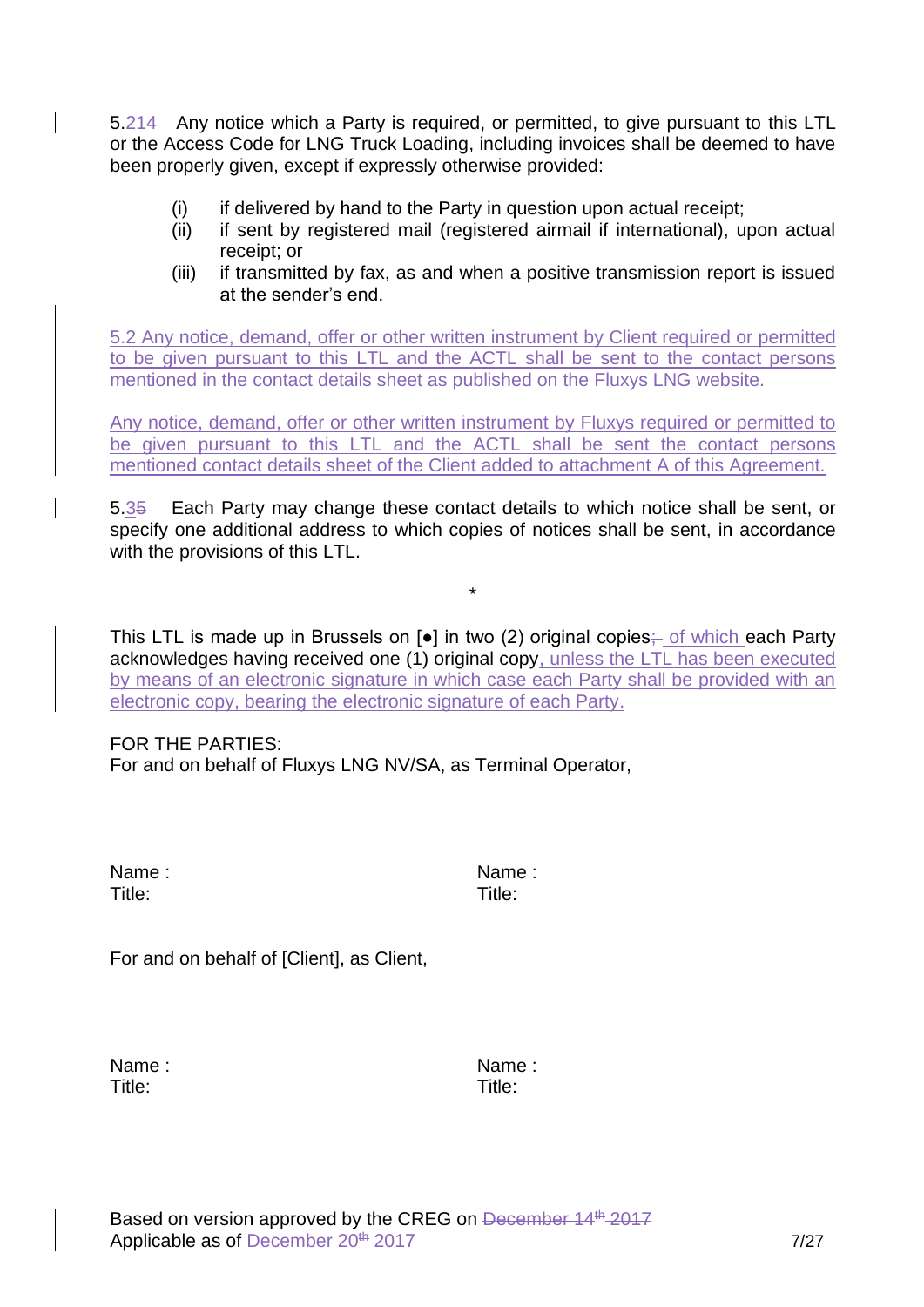5.2~~14~~ Any notice which a Party is required, or permitted, to give pursuant to this LTL or the Access Code for LNG Truck Loading, including invoices shall be deemed to have been properly given, except if expressly otherwise provided:

(i) if delivered by hand to the Party in question upon actual receipt;

(ii) if sent by registered mail (registered airmail if international), upon actual receipt; or

(iii) if transmitted by fax, as and when a positive transmission report is issued at the sender's end.

5.2 Any notice, demand, offer or other written instrument by Client required or permitted to be given pursuant to this LTL and the ACTL shall be sent to the contact persons mentioned in the contact details sheet as published on the Fluxys LNG website.

Any notice, demand, offer or other written instrument by Fluxys required or permitted to be given pursuant to this LTL and the ACTL shall be sent the contact persons mentioned contact details sheet of the Client added to attachment A of this Agreement.

5.3~~5~~ Each Party may change these contact details to which notice shall be sent, or specify one additional address to which copies of notices shall be sent, in accordance with the provisions of this LTL.

*

This LTL is made up in Brussels on [●] in two (2) original copies~~;~~ of which each Party acknowledges having received one (1) original copy, unless the LTL has been executed by means of an electronic signature in which case each Party shall be provided with an electronic copy, bearing the electronic signature of each Party.

FOR THE PARTIES:

For and on behalf of Fluxys LNG NV/SA, as Terminal Operator,

| | |
|---|---|
| Name : | Name : |
| Title: | Title: |

For and on behalf of [Client], as Client,

| | |
|---|---|
| Name : | Name : |
| Title: | Title: |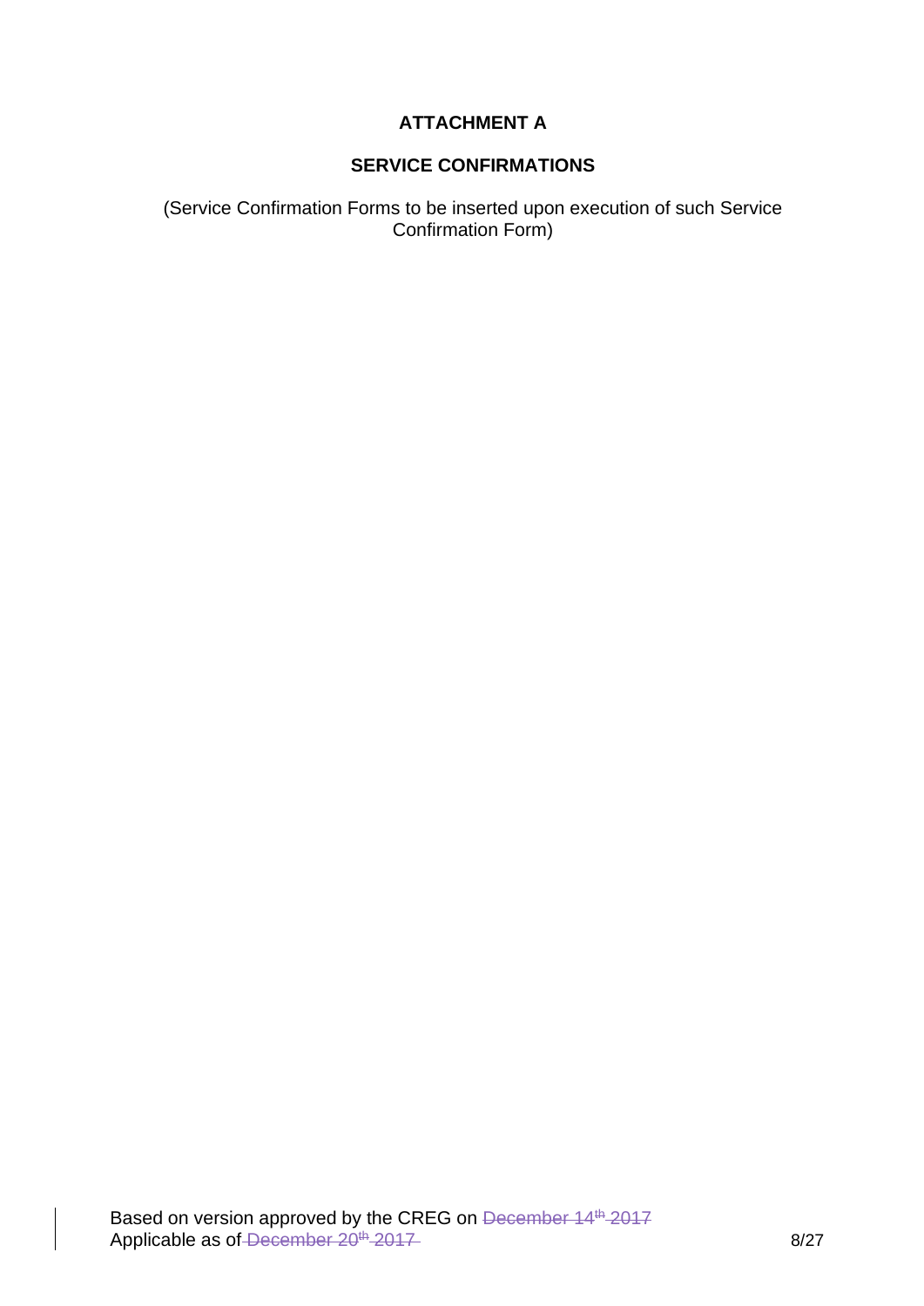# ATTACHMENT A

## SERVICE CONFIRMATIONS

(Service Confirmation Forms to be inserted upon execution of such Service Confirmation Form)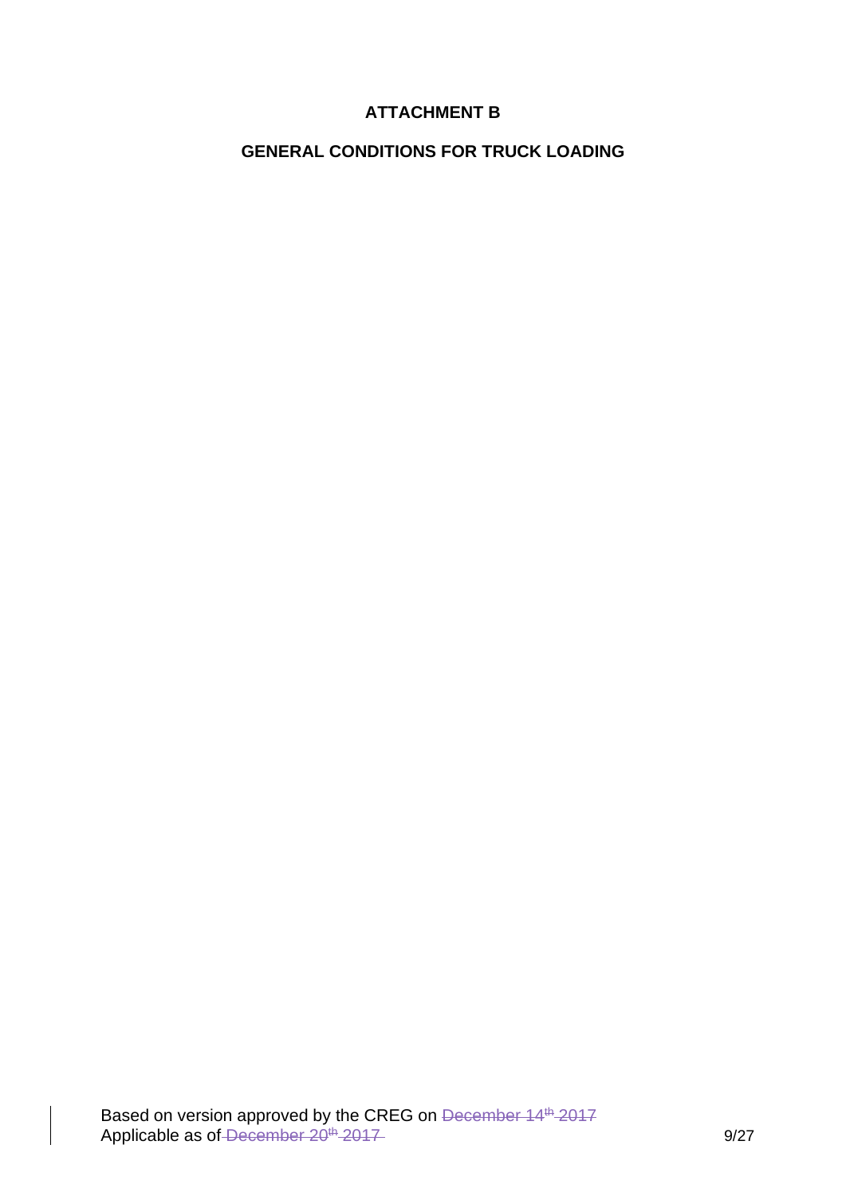**ATTACHMENT B**

**GENERAL CONDITIONS FOR TRUCK LOADING**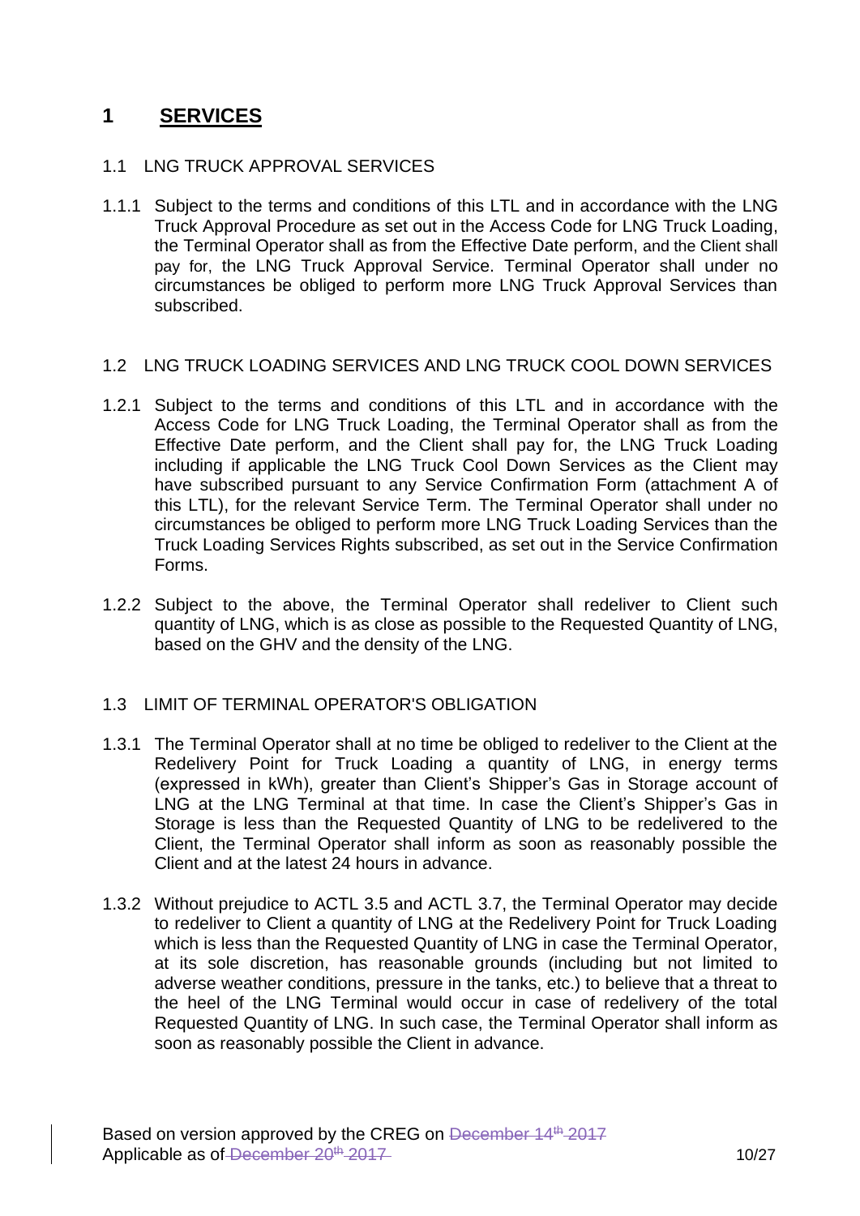# 1 SERVICES

## 1.1 LNG TRUCK APPROVAL SERVICES

1.1.1 Subject to the terms and conditions of this LTL and in accordance with the LNG Truck Approval Procedure as set out in the Access Code for LNG Truck Loading, the Terminal Operator shall as from the Effective Date perform, and the Client shall pay for, the LNG Truck Approval Service. Terminal Operator shall under no circumstances be obliged to perform more LNG Truck Approval Services than subscribed.

## 1.2 LNG TRUCK LOADING SERVICES AND LNG TRUCK COOL DOWN SERVICES

1.2.1 Subject to the terms and conditions of this LTL and in accordance with the Access Code for LNG Truck Loading, the Terminal Operator shall as from the Effective Date perform, and the Client shall pay for, the LNG Truck Loading including if applicable the LNG Truck Cool Down Services as the Client may have subscribed pursuant to any Service Confirmation Form (attachment A of this LTL), for the relevant Service Term. The Terminal Operator shall under no circumstances be obliged to perform more LNG Truck Loading Services than the Truck Loading Services Rights subscribed, as set out in the Service Confirmation Forms.

1.2.2 Subject to the above, the Terminal Operator shall redeliver to Client such quantity of LNG, which is as close as possible to the Requested Quantity of LNG, based on the GHV and the density of the LNG.

## 1.3 LIMIT OF TERMINAL OPERATOR'S OBLIGATION

1.3.1 The Terminal Operator shall at no time be obliged to redeliver to the Client at the Redelivery Point for Truck Loading a quantity of LNG, in energy terms (expressed in kWh), greater than Client's Shipper's Gas in Storage account of LNG at the LNG Terminal at that time. In case the Client's Shipper's Gas in Storage is less than the Requested Quantity of LNG to be redelivered to the Client, the Terminal Operator shall inform as soon as reasonably possible the Client and at the latest 24 hours in advance.

1.3.2 Without prejudice to ACTL 3.5 and ACTL 3.7, the Terminal Operator may decide to redeliver to Client a quantity of LNG at the Redelivery Point for Truck Loading which is less than the Requested Quantity of LNG in case the Terminal Operator, at its sole discretion, has reasonable grounds (including but not limited to adverse weather conditions, pressure in the tanks, etc.) to believe that a threat to the heel of the LNG Terminal would occur in case of redelivery of the total Requested Quantity of LNG. In such case, the Terminal Operator shall inform as soon as reasonably possible the Client in advance.

Based on version approved by the CREG on ~~December 14th 2017~~
Applicable as of ~~December 20th 2017~~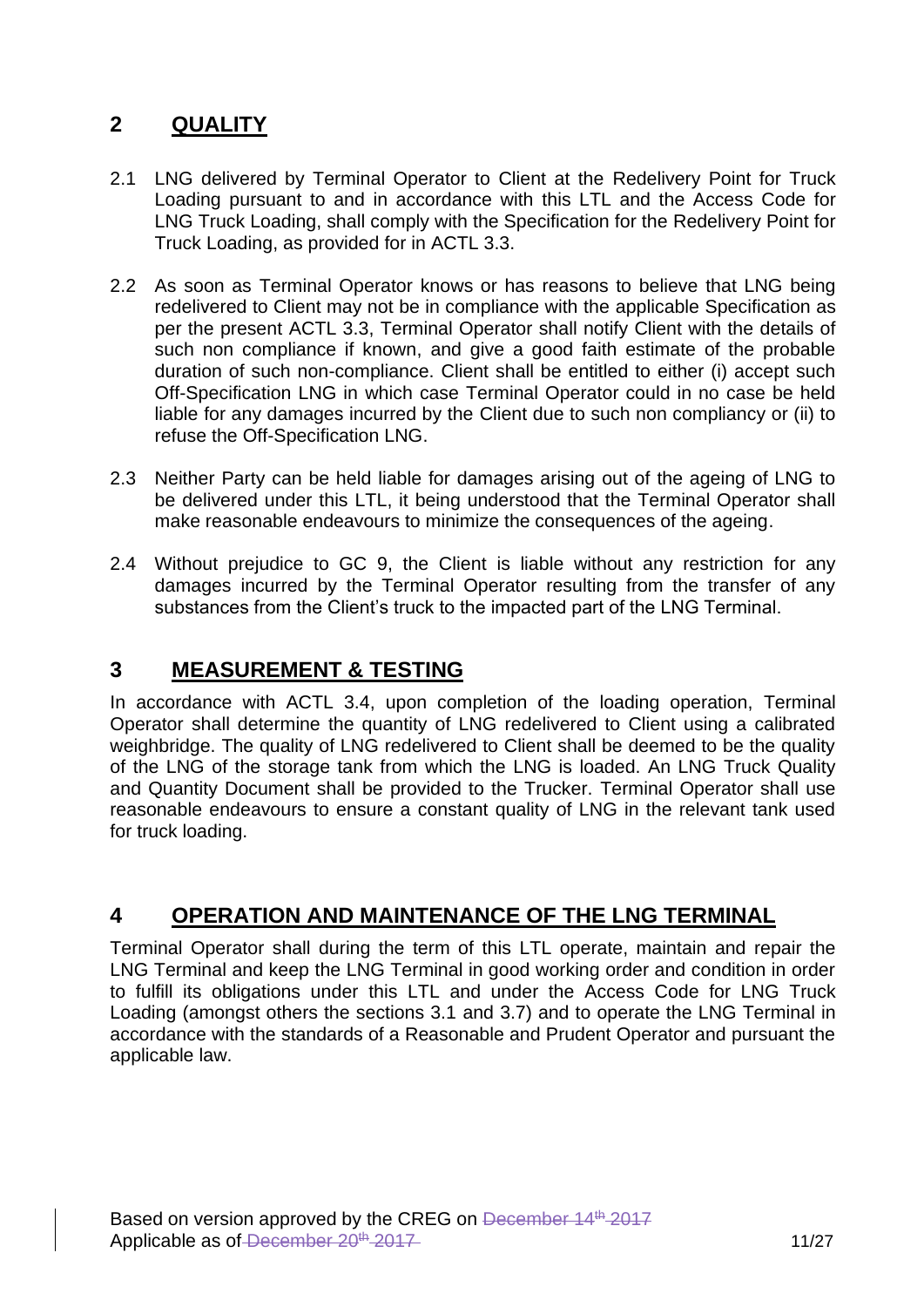## 2 QUALITY

2.1 LNG delivered by Terminal Operator to Client at the Redelivery Point for Truck Loading pursuant to and in accordance with this LTL and the Access Code for LNG Truck Loading, shall comply with the Specification for the Redelivery Point for Truck Loading, as provided for in ACTL 3.3.

2.2 As soon as Terminal Operator knows or has reasons to believe that LNG being redelivered to Client may not be in compliance with the applicable Specification as per the present ACTL 3.3, Terminal Operator shall notify Client with the details of such non compliance if known, and give a good faith estimate of the probable duration of such non-compliance. Client shall be entitled to either (i) accept such Off-Specification LNG in which case Terminal Operator could in no case be held liable for any damages incurred by the Client due to such non compliancy or (ii) to refuse the Off-Specification LNG.

2.3 Neither Party can be held liable for damages arising out of the ageing of LNG to be delivered under this LTL, it being understood that the Terminal Operator shall make reasonable endeavours to minimize the consequences of the ageing.

2.4 Without prejudice to GC 9, the Client is liable without any restriction for any damages incurred by the Terminal Operator resulting from the transfer of any substances from the Client's truck to the impacted part of the LNG Terminal.

## 3 MEASUREMENT & TESTING

In accordance with ACTL 3.4, upon completion of the loading operation, Terminal Operator shall determine the quantity of LNG redelivered to Client using a calibrated weighbridge. The quality of LNG redelivered to Client shall be deemed to be the quality of the LNG of the storage tank from which the LNG is loaded. An LNG Truck Quality and Quantity Document shall be provided to the Trucker. Terminal Operator shall use reasonable endeavours to ensure a constant quality of LNG in the relevant tank used for truck loading.

## 4 OPERATION AND MAINTENANCE OF THE LNG TERMINAL

Terminal Operator shall during the term of this LTL operate, maintain and repair the LNG Terminal and keep the LNG Terminal in good working order and condition in order to fulfill its obligations under this LTL and under the Access Code for LNG Truck Loading (amongst others the sections 3.1 and 3.7) and to operate the LNG Terminal in accordance with the standards of a Reasonable and Prudent Operator and pursuant the applicable law.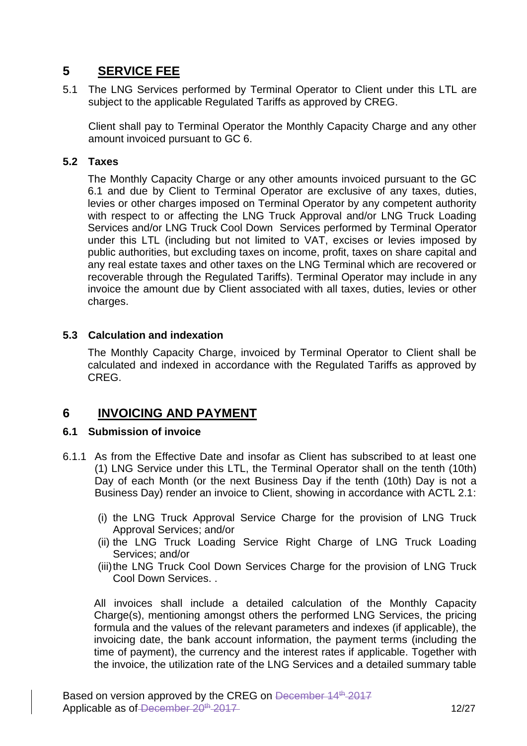# 5 SERVICE FEE

5.1 The LNG Services performed by Terminal Operator to Client under this LTL are subject to the applicable Regulated Tariffs as approved by CREG.

Client shall pay to Terminal Operator the Monthly Capacity Charge and any other amount invoiced pursuant to GC 6.

### 5.2 Taxes

The Monthly Capacity Charge or any other amounts invoiced pursuant to the GC 6.1 and due by Client to Terminal Operator are exclusive of any taxes, duties, levies or other charges imposed on Terminal Operator by any competent authority with respect to or affecting the LNG Truck Approval and/or LNG Truck Loading Services and/or LNG Truck Cool Down Services performed by Terminal Operator under this LTL (including but not limited to VAT, excises or levies imposed by public authorities, but excluding taxes on income, profit, taxes on share capital and any real estate taxes and other taxes on the LNG Terminal which are recovered or recoverable through the Regulated Tariffs). Terminal Operator may include in any invoice the amount due by Client associated with all taxes, duties, levies or other charges.

### 5.3 Calculation and indexation

The Monthly Capacity Charge, invoiced by Terminal Operator to Client shall be calculated and indexed in accordance with the Regulated Tariffs as approved by CREG.

# 6 INVOICING AND PAYMENT

### 6.1 Submission of invoice

6.1.1 As from the Effective Date and insofar as Client has subscribed to at least one (1) LNG Service under this LTL, the Terminal Operator shall on the tenth (10th) Day of each Month (or the next Business Day if the tenth (10th) Day is not a Business Day) render an invoice to Client, showing in accordance with ACTL 2.1:

(i) the LNG Truck Approval Service Charge for the provision of LNG Truck Approval Services; and/or
(ii) the LNG Truck Loading Service Right Charge of LNG Truck Loading Services; and/or
(iii) the LNG Truck Cool Down Services Charge for the provision of LNG Truck Cool Down Services. .

All invoices shall include a detailed calculation of the Monthly Capacity Charge(s), mentioning amongst others the performed LNG Services, the pricing formula and the values of the relevant parameters and indexes (if applicable), the invoicing date, the bank account information, the payment terms (including the time of payment), the currency and the interest rates if applicable. Together with the invoice, the utilization rate of the LNG Services and a detailed summary table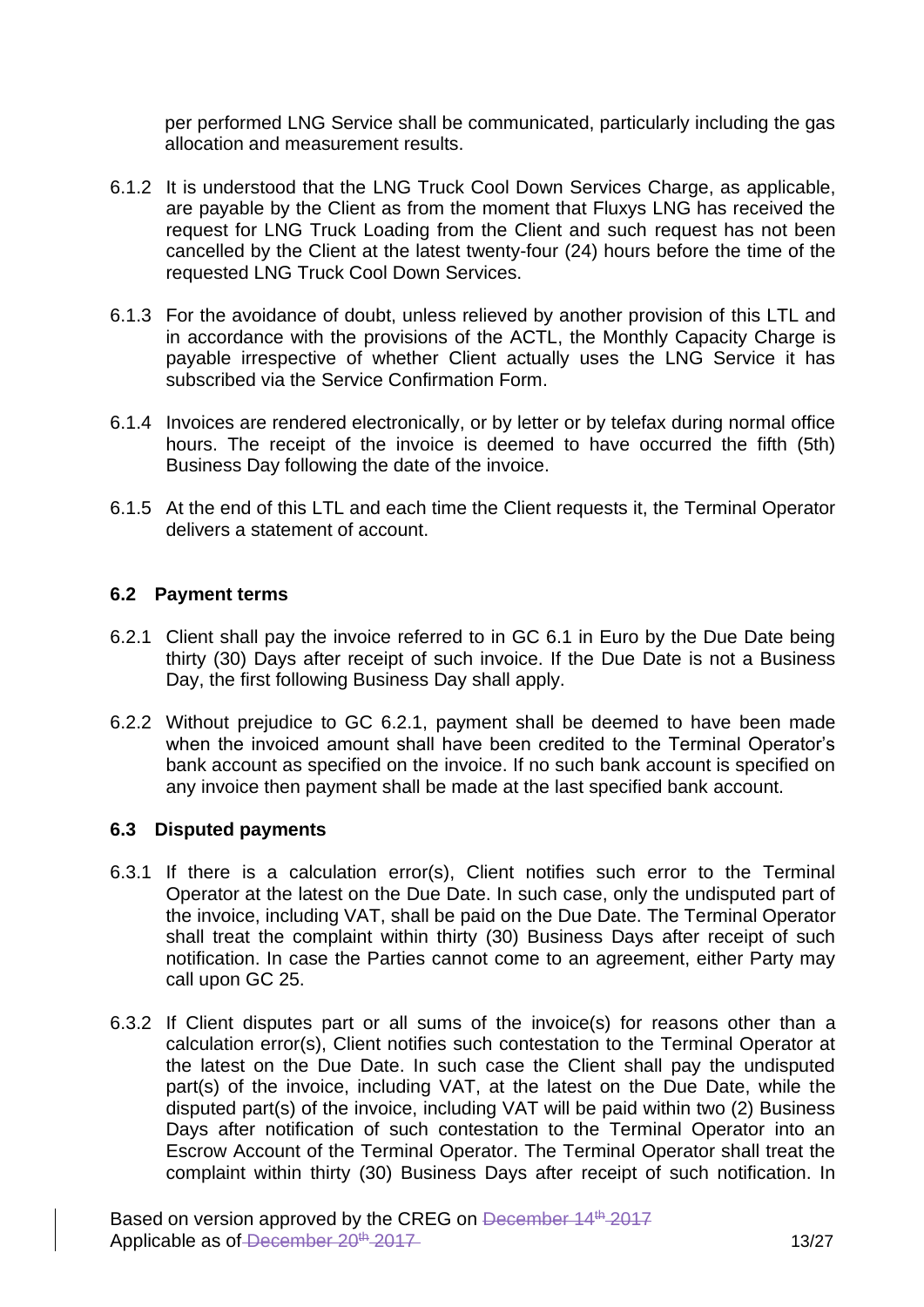per performed LNG Service shall be communicated, particularly including the gas allocation and measurement results.

6.1.2 It is understood that the LNG Truck Cool Down Services Charge, as applicable, are payable by the Client as from the moment that Fluxys LNG has received the request for LNG Truck Loading from the Client and such request has not been cancelled by the Client at the latest twenty-four (24) hours before the time of the requested LNG Truck Cool Down Services.

6.1.3 For the avoidance of doubt, unless relieved by another provision of this LTL and in accordance with the provisions of the ACTL, the Monthly Capacity Charge is payable irrespective of whether Client actually uses the LNG Service it has subscribed via the Service Confirmation Form.

6.1.4 Invoices are rendered electronically, or by letter or by telefax during normal office hours. The receipt of the invoice is deemed to have occurred the fifth (5th) Business Day following the date of the invoice.

6.1.5 At the end of this LTL and each time the Client requests it, the Terminal Operator delivers a statement of account.

### 6.2 Payment terms

6.2.1 Client shall pay the invoice referred to in GC 6.1 in Euro by the Due Date being thirty (30) Days after receipt of such invoice. If the Due Date is not a Business Day, the first following Business Day shall apply.

6.2.2 Without prejudice to GC 6.2.1, payment shall be deemed to have been made when the invoiced amount shall have been credited to the Terminal Operator's bank account as specified on the invoice. If no such bank account is specified on any invoice then payment shall be made at the last specified bank account.

### 6.3 Disputed payments

6.3.1 If there is a calculation error(s), Client notifies such error to the Terminal Operator at the latest on the Due Date. In such case, only the undisputed part of the invoice, including VAT, shall be paid on the Due Date. The Terminal Operator shall treat the complaint within thirty (30) Business Days after receipt of such notification. In case the Parties cannot come to an agreement, either Party may call upon GC 25.

6.3.2 If Client disputes part or all sums of the invoice(s) for reasons other than a calculation error(s), Client notifies such contestation to the Terminal Operator at the latest on the Due Date. In such case the Client shall pay the undisputed part(s) of the invoice, including VAT, at the latest on the Due Date, while the disputed part(s) of the invoice, including VAT will be paid within two (2) Business Days after notification of such contestation to the Terminal Operator into an Escrow Account of the Terminal Operator. The Terminal Operator shall treat the complaint within thirty (30) Business Days after receipt of such notification. In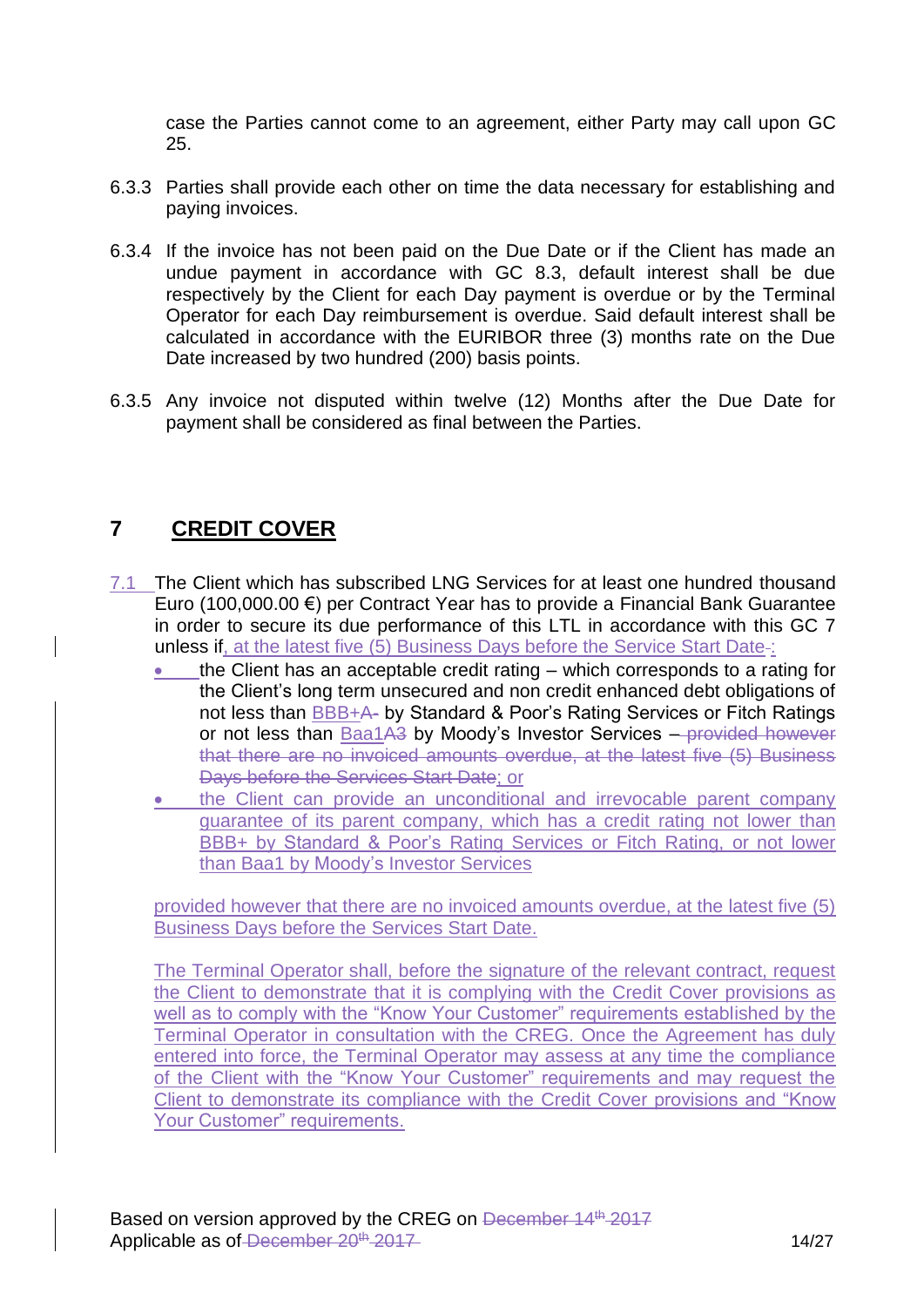case the Parties cannot come to an agreement, either Party may call upon GC 25.

6.3.3 Parties shall provide each other on time the data necessary for establishing and paying invoices.

6.3.4 If the invoice has not been paid on the Due Date or if the Client has made an undue payment in accordance with GC 8.3, default interest shall be due respectively by the Client for each Day payment is overdue or by the Terminal Operator for each Day reimbursement is overdue. Said default interest shall be calculated in accordance with the EURIBOR three (3) months rate on the Due Date increased by two hundred (200) basis points.

6.3.5 Any invoice not disputed within twelve (12) Months after the Due Date for payment shall be considered as final between the Parties.

# 7 CREDIT COVER

7.1 The Client which has subscribed LNG Services for at least one hundred thousand Euro (100,000.00 €) per Contract Year has to provide a Financial Bank Guarantee in order to secure its due performance of this LTL in accordance with this GC 7 unless if, at the latest five (5) Business Days before the Service Start Date~~-~~:

- the Client has an acceptable credit rating – which corresponds to a rating for the Client's long term unsecured and non credit enhanced debt obligations of not less than BBB+~~A-~~ by Standard & Poor's Rating Services or Fitch Ratings or not less than Baa1~~A3~~ by Moody's Investor Services ~~– provided however that there are no invoiced amounts overdue, at the latest five (5) Business Days before the Services Start Date~~; or
- the Client can provide an unconditional and irrevocable parent company guarantee of its parent company, which has a credit rating not lower than BBB+ by Standard & Poor's Rating Services or Fitch Rating, or not lower than Baa1 by Moody's Investor Services

provided however that there are no invoiced amounts overdue, at the latest five (5) Business Days before the Services Start Date.

The Terminal Operator shall, before the signature of the relevant contract, request the Client to demonstrate that it is complying with the Credit Cover provisions as well as to comply with the "Know Your Customer" requirements established by the Terminal Operator in consultation with the CREG. Once the Agreement has duly entered into force, the Terminal Operator may assess at any time the compliance of the Client with the "Know Your Customer" requirements and may request the Client to demonstrate its compliance with the Credit Cover provisions and "Know Your Customer" requirements.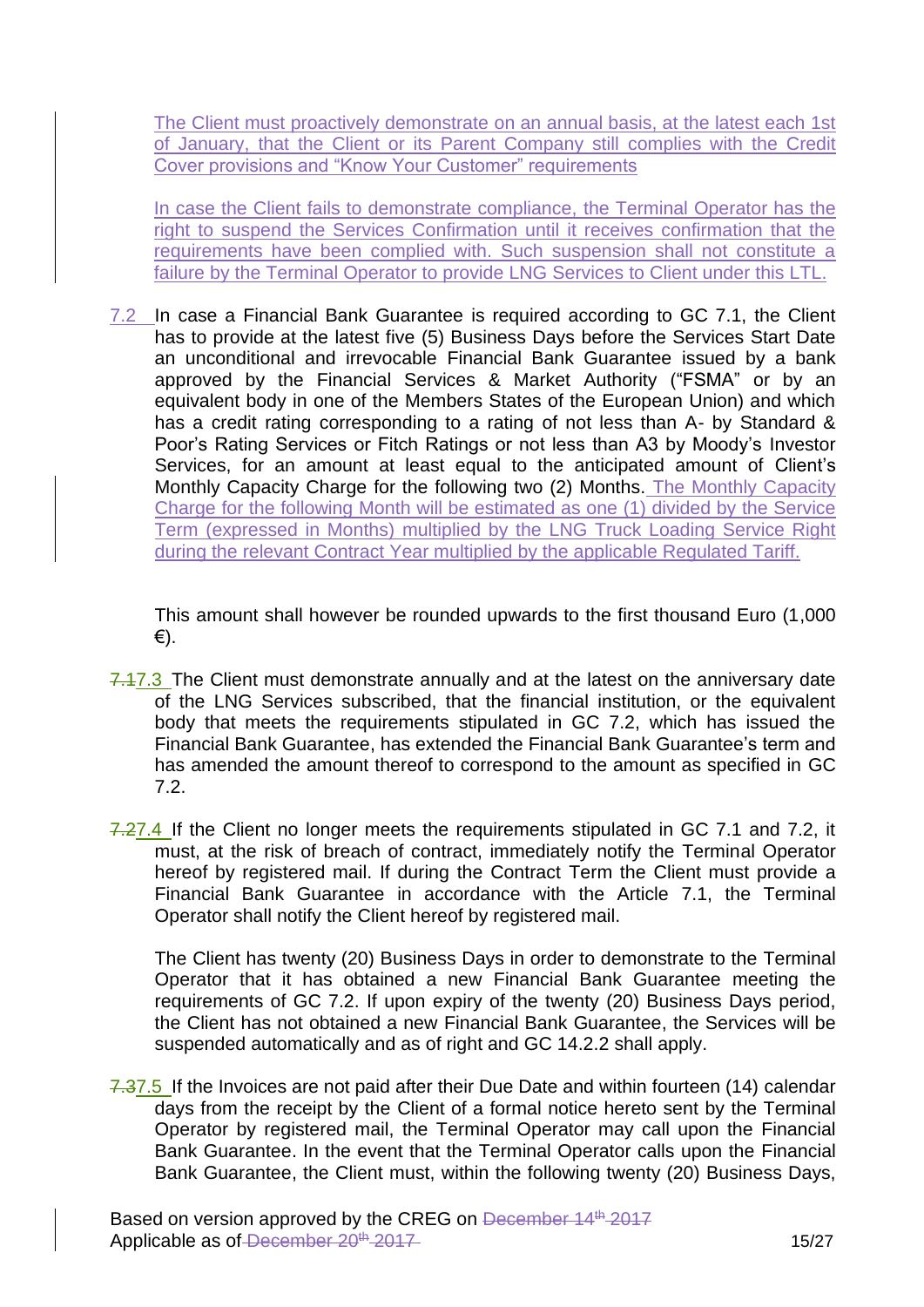The Client must proactively demonstrate on an annual basis, at the latest each 1st of January, that the Client or its Parent Company still complies with the Credit Cover provisions and "Know Your Customer" requirements

In case the Client fails to demonstrate compliance, the Terminal Operator has the right to suspend the Services Confirmation until it receives confirmation that the requirements have been complied with. Such suspension shall not constitute a failure by the Terminal Operator to provide LNG Services to Client under this LTL.

7.2 In case a Financial Bank Guarantee is required according to GC 7.1, the Client has to provide at the latest five (5) Business Days before the Services Start Date an unconditional and irrevocable Financial Bank Guarantee issued by a bank approved by the Financial Services & Market Authority ("FSMA" or by an equivalent body in one of the Members States of the European Union) and which has a credit rating corresponding to a rating of not less than A- by Standard & Poor's Rating Services or Fitch Ratings or not less than A3 by Moody's Investor Services, for an amount at least equal to the anticipated amount of Client's Monthly Capacity Charge for the following two (2) Months. The Monthly Capacity Charge for the following Month will be estimated as one (1) divided by the Service Term (expressed in Months) multiplied by the LNG Truck Loading Service Right during the relevant Contract Year multiplied by the applicable Regulated Tariff.

This amount shall however be rounded upwards to the first thousand Euro (1,000 €).

~~7.1~~7.3 The Client must demonstrate annually and at the latest on the anniversary date of the LNG Services subscribed, that the financial institution, or the equivalent body that meets the requirements stipulated in GC 7.2, which has issued the Financial Bank Guarantee, has extended the Financial Bank Guarantee's term and has amended the amount thereof to correspond to the amount as specified in GC 7.2.

~~7.2~~7.4 If the Client no longer meets the requirements stipulated in GC 7.1 and 7.2, it must, at the risk of breach of contract, immediately notify the Terminal Operator hereof by registered mail. If during the Contract Term the Client must provide a Financial Bank Guarantee in accordance with the Article 7.1, the Terminal Operator shall notify the Client hereof by registered mail.

The Client has twenty (20) Business Days in order to demonstrate to the Terminal Operator that it has obtained a new Financial Bank Guarantee meeting the requirements of GC 7.2. If upon expiry of the twenty (20) Business Days period, the Client has not obtained a new Financial Bank Guarantee, the Services will be suspended automatically and as of right and GC 14.2.2 shall apply.

~~7.3~~7.5 If the Invoices are not paid after their Due Date and within fourteen (14) calendar days from the receipt by the Client of a formal notice hereto sent by the Terminal Operator by registered mail, the Terminal Operator may call upon the Financial Bank Guarantee. In the event that the Terminal Operator calls upon the Financial Bank Guarantee, the Client must, within the following twenty (20) Business Days,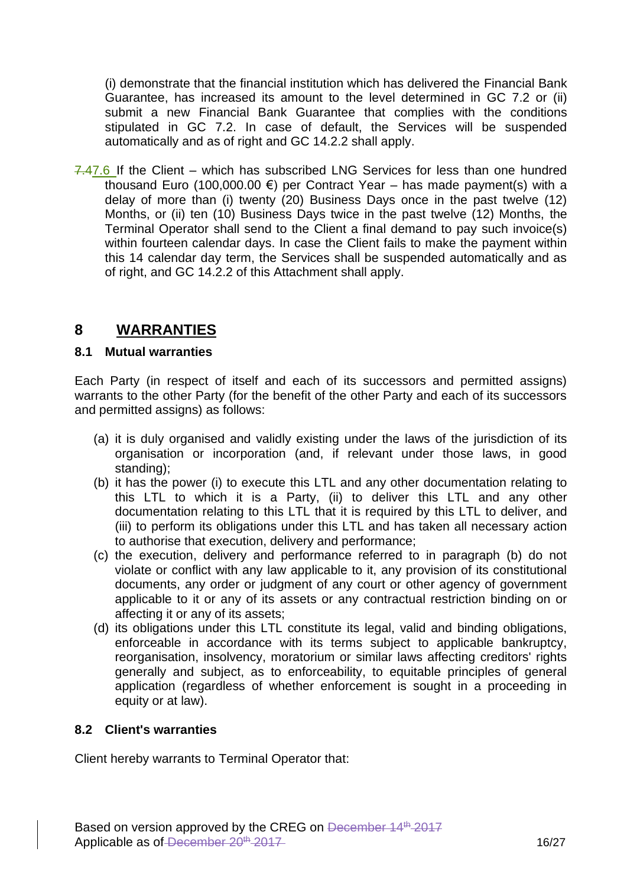(i) demonstrate that the financial institution which has delivered the Financial Bank Guarantee, has increased its amount to the level determined in GC 7.2 or (ii) submit a new Financial Bank Guarantee that complies with the conditions stipulated in GC 7.2. In case of default, the Services will be suspended automatically and as of right and GC 14.2.2 shall apply.

7.6 If the Client – which has subscribed LNG Services for less than one hundred thousand Euro (100,000.00 €) per Contract Year – has made payment(s) with a delay of more than (i) twenty (20) Business Days once in the past twelve (12) Months, or (ii) ten (10) Business Days twice in the past twelve (12) Months, the Terminal Operator shall send to the Client a final demand to pay such invoice(s) within fourteen calendar days. In case the Client fails to make the payment within this 14 calendar day term, the Services shall be suspended automatically and as of right, and GC 14.2.2 of this Attachment shall apply.

# 8 WARRANTIES

### 8.1 Mutual warranties

Each Party (in respect of itself and each of its successors and permitted assigns) warrants to the other Party (for the benefit of the other Party and each of its successors and permitted assigns) as follows:

(a) it is duly organised and validly existing under the laws of the jurisdiction of its organisation or incorporation (and, if relevant under those laws, in good standing);

(b) it has the power (i) to execute this LTL and any other documentation relating to this LTL to which it is a Party, (ii) to deliver this LTL and any other documentation relating to this LTL that it is required by this LTL to deliver, and (iii) to perform its obligations under this LTL and has taken all necessary action to authorise that execution, delivery and performance;

(c) the execution, delivery and performance referred to in paragraph (b) do not violate or conflict with any law applicable to it, any provision of its constitutional documents, any order or judgment of any court or other agency of government applicable to it or any of its assets or any contractual restriction binding on or affecting it or any of its assets;

(d) its obligations under this LTL constitute its legal, valid and binding obligations, enforceable in accordance with its terms subject to applicable bankruptcy, reorganisation, insolvency, moratorium or similar laws affecting creditors' rights generally and subject, as to enforceability, to equitable principles of general application (regardless of whether enforcement is sought in a proceeding in equity or at law).

### 8.2 Client's warranties

Client hereby warrants to Terminal Operator that: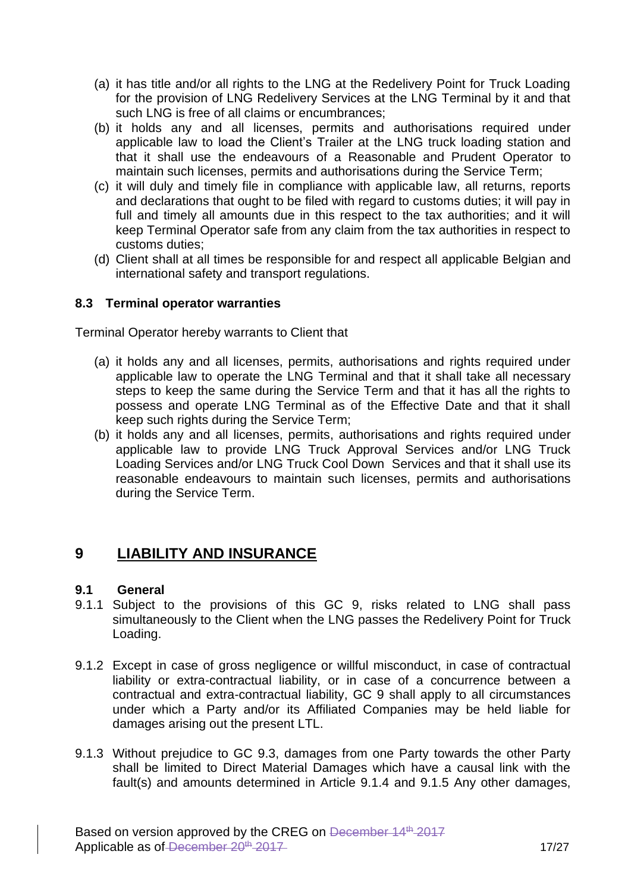(a) it has title and/or all rights to the LNG at the Redelivery Point for Truck Loading for the provision of LNG Redelivery Services at the LNG Terminal by it and that such LNG is free of all claims or encumbrances;

(b) it holds any and all licenses, permits and authorisations required under applicable law to load the Client's Trailer at the LNG truck loading station and that it shall use the endeavours of a Reasonable and Prudent Operator to maintain such licenses, permits and authorisations during the Service Term;

(c) it will duly and timely file in compliance with applicable law, all returns, reports and declarations that ought to be filed with regard to customs duties; it will pay in full and timely all amounts due in this respect to the tax authorities; and it will keep Terminal Operator safe from any claim from the tax authorities in respect to customs duties;

(d) Client shall at all times be responsible for and respect all applicable Belgian and international safety and transport regulations.

### 8.3 Terminal operator warranties

Terminal Operator hereby warrants to Client that

(a) it holds any and all licenses, permits, authorisations and rights required under applicable law to operate the LNG Terminal and that it shall take all necessary steps to keep the same during the Service Term and that it has all the rights to possess and operate LNG Terminal as of the Effective Date and that it shall keep such rights during the Service Term;

(b) it holds any and all licenses, permits, authorisations and rights required under applicable law to provide LNG Truck Approval Services and/or LNG Truck Loading Services and/or LNG Truck Cool Down Services and that it shall use its reasonable endeavours to maintain such licenses, permits and authorisations during the Service Term.

## 9 LIABILITY AND INSURANCE

### 9.1 General

9.1.1 Subject to the provisions of this GC 9, risks related to LNG shall pass simultaneously to the Client when the LNG passes the Redelivery Point for Truck Loading.

9.1.2 Except in case of gross negligence or willful misconduct, in case of contractual liability or extra-contractual liability, or in case of a concurrence between a contractual and extra-contractual liability, GC 9 shall apply to all circumstances under which a Party and/or its Affiliated Companies may be held liable for damages arising out the present LTL.

9.1.3 Without prejudice to GC 9.3, damages from one Party towards the other Party shall be limited to Direct Material Damages which have a causal link with the fault(s) and amounts determined in Article 9.1.4 and 9.1.5 Any other damages,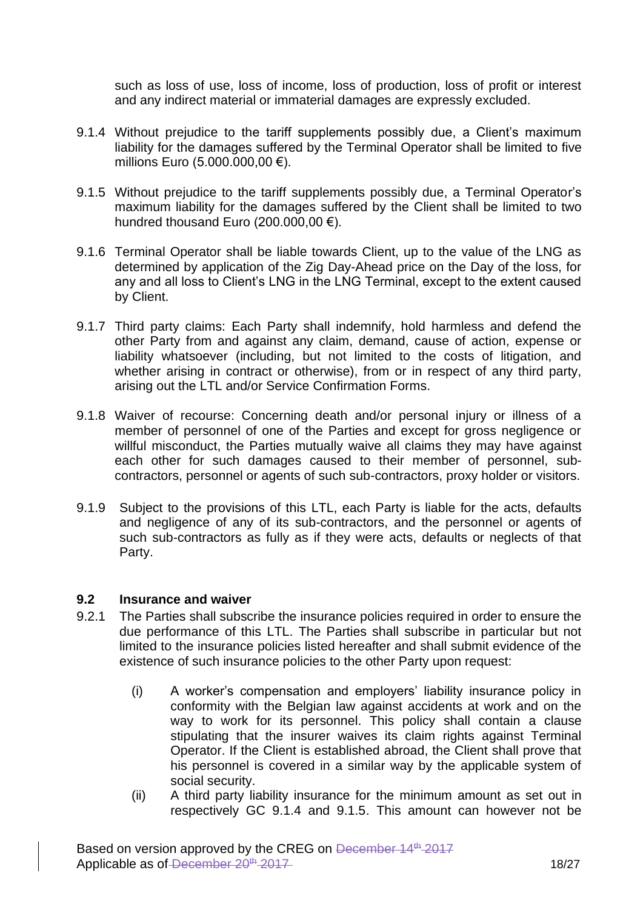such as loss of use, loss of income, loss of production, loss of profit or interest and any indirect material or immaterial damages are expressly excluded.

9.1.4 Without prejudice to the tariff supplements possibly due, a Client's maximum liability for the damages suffered by the Terminal Operator shall be limited to five millions Euro (5.000.000,00 €).

9.1.5 Without prejudice to the tariff supplements possibly due, a Terminal Operator's maximum liability for the damages suffered by the Client shall be limited to two hundred thousand Euro (200.000,00 €).

9.1.6 Terminal Operator shall be liable towards Client, up to the value of the LNG as determined by application of the Zig Day-Ahead price on the Day of the loss, for any and all loss to Client's LNG in the LNG Terminal, except to the extent caused by Client.

9.1.7 Third party claims: Each Party shall indemnify, hold harmless and defend the other Party from and against any claim, demand, cause of action, expense or liability whatsoever (including, but not limited to the costs of litigation, and whether arising in contract or otherwise), from or in respect of any third party, arising out the LTL and/or Service Confirmation Forms.

9.1.8 Waiver of recourse: Concerning death and/or personal injury or illness of a member of personnel of one of the Parties and except for gross negligence or willful misconduct, the Parties mutually waive all claims they may have against each other for such damages caused to their member of personnel, sub-contractors, personnel or agents of such sub-contractors, proxy holder or visitors.

9.1.9 Subject to the provisions of this LTL, each Party is liable for the acts, defaults and negligence of any of its sub-contractors, and the personnel or agents of such sub-contractors as fully as if they were acts, defaults or neglects of that Party.

### 9.2 Insurance and waiver

9.2.1 The Parties shall subscribe the insurance policies required in order to ensure the due performance of this LTL. The Parties shall subscribe in particular but not limited to the insurance policies listed hereafter and shall submit evidence of the existence of such insurance policies to the other Party upon request:

(i) A worker's compensation and employers' liability insurance policy in conformity with the Belgian law against accidents at work and on the way to work for its personnel. This policy shall contain a clause stipulating that the insurer waives its claim rights against Terminal Operator. If the Client is established abroad, the Client shall prove that his personnel is covered in a similar way by the applicable system of social security.

(ii) A third party liability insurance for the minimum amount as set out in respectively GC 9.1.4 and 9.1.5. This amount can however not be

Based on version approved by the CREG on ~~December 14th 2017~~
Applicable as of ~~December 20th 2017~~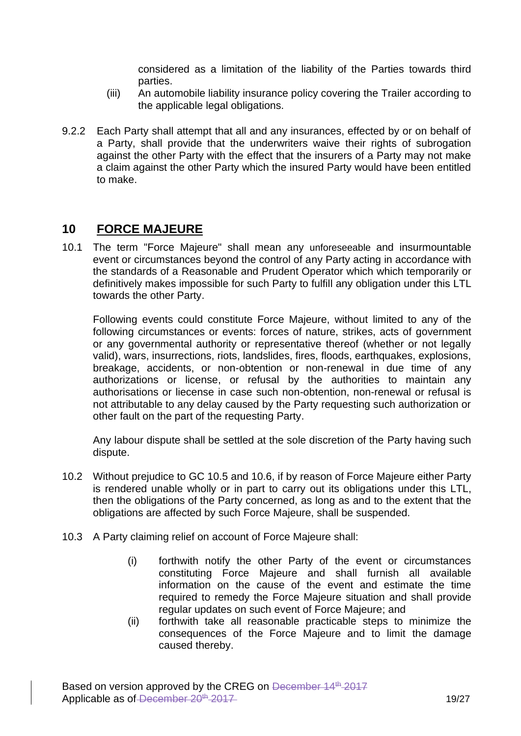considered as a limitation of the liability of the Parties towards third parties.

(iii) An automobile liability insurance policy covering the Trailer according to the applicable legal obligations.

9.2.2 Each Party shall attempt that all and any insurances, effected by or on behalf of a Party, shall provide that the underwriters waive their rights of subrogation against the other Party with the effect that the insurers of a Party may not make a claim against the other Party which the insured Party would have been entitled to make.

## 10 FORCE MAJEURE

10.1 The term "Force Majeure" shall mean any unforeseeable and insurmountable event or circumstances beyond the control of any Party acting in accordance with the standards of a Reasonable and Prudent Operator which which temporarily or definitively makes impossible for such Party to fulfill any obligation under this LTL towards the other Party.

Following events could constitute Force Majeure, without limited to any of the following circumstances or events: forces of nature, strikes, acts of government or any governmental authority or representative thereof (whether or not legally valid), wars, insurrections, riots, landslides, fires, floods, earthquakes, explosions, breakage, accidents, or non-obtention or non-renewal in due time of any authorizations or license, or refusal by the authorities to maintain any authorisations or liecense in case such non-obtention, non-renewal or refusal is not attributable to any delay caused by the Party requesting such authorization or other fault on the part of the requesting Party.

Any labour dispute shall be settled at the sole discretion of the Party having such dispute.

10.2 Without prejudice to GC 10.5 and 10.6, if by reason of Force Majeure either Party is rendered unable wholly or in part to carry out its obligations under this LTL, then the obligations of the Party concerned, as long as and to the extent that the obligations are affected by such Force Majeure, shall be suspended.

10.3 A Party claiming relief on account of Force Majeure shall:

(i) forthwith notify the other Party of the event or circumstances constituting Force Majeure and shall furnish all available information on the cause of the event and estimate the time required to remedy the Force Majeure situation and shall provide regular updates on such event of Force Majeure; and

(ii) forthwith take all reasonable practicable steps to minimize the consequences of the Force Majeure and to limit the damage caused thereby.

Based on version approved by the CREG on ~~December 14th 2017~~
Applicable as of ~~December 20th 2017~~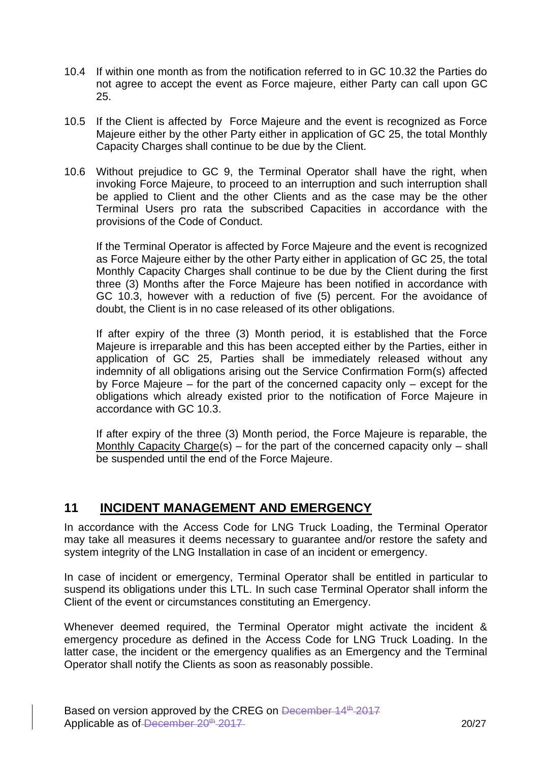10.4 If within one month as from the notification referred to in GC 10.32 the Parties do not agree to accept the event as Force majeure, either Party can call upon GC 25.

10.5 If the Client is affected by Force Majeure and the event is recognized as Force Majeure either by the other Party either in application of GC 25, the total Monthly Capacity Charges shall continue to be due by the Client.

10.6 Without prejudice to GC 9, the Terminal Operator shall have the right, when invoking Force Majeure, to proceed to an interruption and such interruption shall be applied to Client and the other Clients and as the case may be the other Terminal Users pro rata the subscribed Capacities in accordance with the provisions of the Code of Conduct.

If the Terminal Operator is affected by Force Majeure and the event is recognized as Force Majeure either by the other Party either in application of GC 25, the total Monthly Capacity Charges shall continue to be due by the Client during the first three (3) Months after the Force Majeure has been notified in accordance with GC 10.3, however with a reduction of five (5) percent. For the avoidance of doubt, the Client is in no case released of its other obligations.

If after expiry of the three (3) Month period, it is established that the Force Majeure is irreparable and this has been accepted either by the Parties, either in application of GC 25, Parties shall be immediately released without any indemnity of all obligations arising out the Service Confirmation Form(s) affected by Force Majeure – for the part of the concerned capacity only – except for the obligations which already existed prior to the notification of Force Majeure in accordance with GC 10.3.

If after expiry of the three (3) Month period, the Force Majeure is reparable, the Monthly Capacity Charge(s) – for the part of the concerned capacity only – shall be suspended until the end of the Force Majeure.

## 11 INCIDENT MANAGEMENT AND EMERGENCY

In accordance with the Access Code for LNG Truck Loading, the Terminal Operator may take all measures it deems necessary to guarantee and/or restore the safety and system integrity of the LNG Installation in case of an incident or emergency.

In case of incident or emergency, Terminal Operator shall be entitled in particular to suspend its obligations under this LTL. In such case Terminal Operator shall inform the Client of the event or circumstances constituting an Emergency.

Whenever deemed required, the Terminal Operator might activate the incident & emergency procedure as defined in the Access Code for LNG Truck Loading. In the latter case, the incident or the emergency qualifies as an Emergency and the Terminal Operator shall notify the Clients as soon as reasonably possible.

Based on version approved by the CREG on ~~December 14th 2017~~
Applicable as of ~~December 20th 2017~~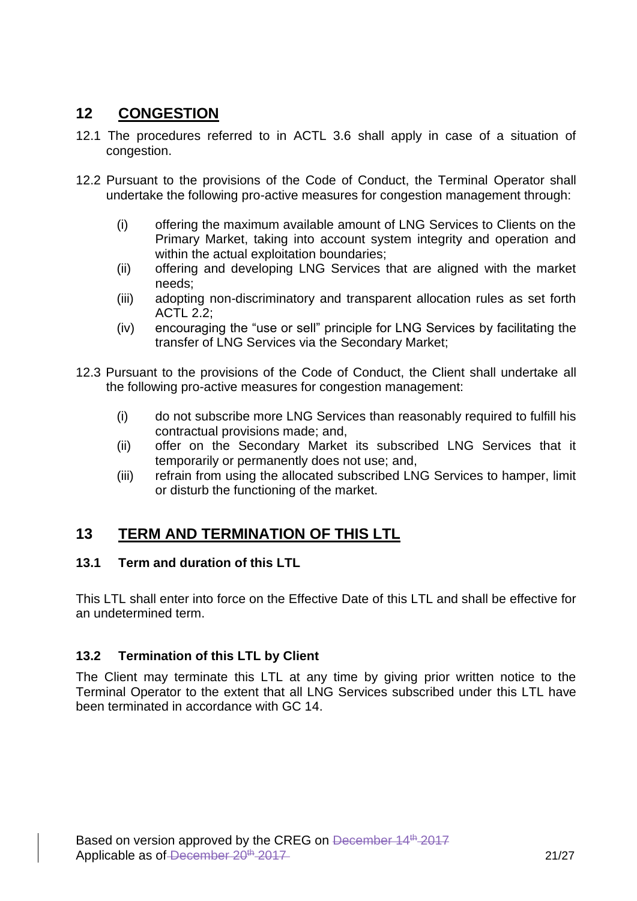## 12 CONGESTION

12.1 The procedures referred to in ACTL 3.6 shall apply in case of a situation of congestion.

12.2 Pursuant to the provisions of the Code of Conduct, the Terminal Operator shall undertake the following pro-active measures for congestion management through:

- (i) offering the maximum available amount of LNG Services to Clients on the Primary Market, taking into account system integrity and operation and within the actual exploitation boundaries;
- (ii) offering and developing LNG Services that are aligned with the market needs;
- (iii) adopting non-discriminatory and transparent allocation rules as set forth ACTL 2.2;
- (iv) encouraging the "use or sell" principle for LNG Services by facilitating the transfer of LNG Services via the Secondary Market;

12.3 Pursuant to the provisions of the Code of Conduct, the Client shall undertake all the following pro-active measures for congestion management:

- (i) do not subscribe more LNG Services than reasonably required to fulfill his contractual provisions made; and,
- (ii) offer on the Secondary Market its subscribed LNG Services that it temporarily or permanently does not use; and,
- (iii) refrain from using the allocated subscribed LNG Services to hamper, limit or disturb the functioning of the market.

## 13 TERM AND TERMINATION OF THIS LTL

### 13.1 Term and duration of this LTL

This LTL shall enter into force on the Effective Date of this LTL and shall be effective for an undetermined term.

### 13.2 Termination of this LTL by Client

The Client may terminate this LTL at any time by giving prior written notice to the Terminal Operator to the extent that all LNG Services subscribed under this LTL have been terminated in accordance with GC 14.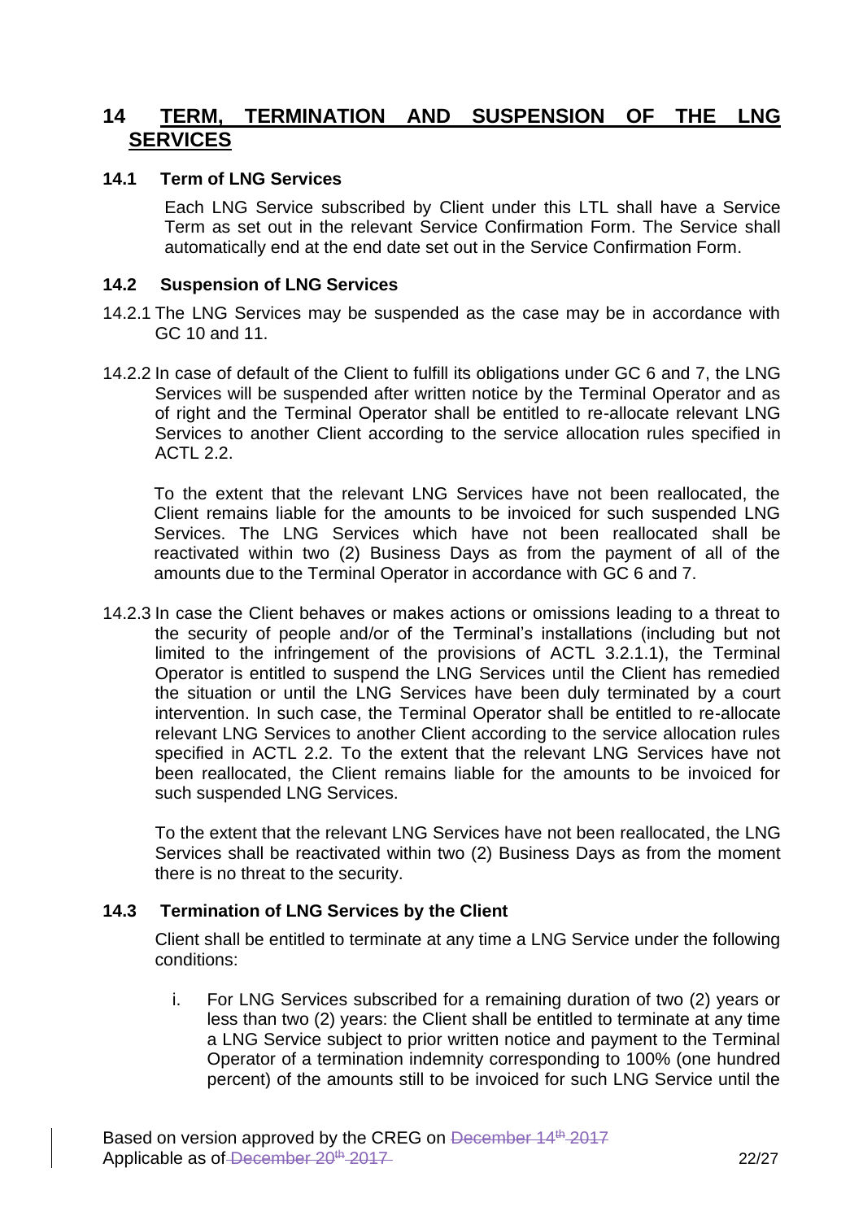# 14 TERM, TERMINATION AND SUSPENSION OF THE LNG SERVICES

### 14.1 Term of LNG Services

Each LNG Service subscribed by Client under this LTL shall have a Service Term as set out in the relevant Service Confirmation Form. The Service shall automatically end at the end date set out in the Service Confirmation Form.

### 14.2 Suspension of LNG Services

14.2.1 The LNG Services may be suspended as the case may be in accordance with GC 10 and 11.

14.2.2 In case of default of the Client to fulfill its obligations under GC 6 and 7, the LNG Services will be suspended after written notice by the Terminal Operator and as of right and the Terminal Operator shall be entitled to re-allocate relevant LNG Services to another Client according to the service allocation rules specified in ACTL 2.2.

To the extent that the relevant LNG Services have not been reallocated, the Client remains liable for the amounts to be invoiced for such suspended LNG Services. The LNG Services which have not been reallocated shall be reactivated within two (2) Business Days as from the payment of all of the amounts due to the Terminal Operator in accordance with GC 6 and 7.

14.2.3 In case the Client behaves or makes actions or omissions leading to a threat to the security of people and/or of the Terminal's installations (including but not limited to the infringement of the provisions of ACTL 3.2.1.1), the Terminal Operator is entitled to suspend the LNG Services until the Client has remedied the situation or until the LNG Services have been duly terminated by a court intervention. In such case, the Terminal Operator shall be entitled to re-allocate relevant LNG Services to another Client according to the service allocation rules specified in ACTL 2.2. To the extent that the relevant LNG Services have not been reallocated, the Client remains liable for the amounts to be invoiced for such suspended LNG Services.

To the extent that the relevant LNG Services have not been reallocated, the LNG Services shall be reactivated within two (2) Business Days as from the moment there is no threat to the security.

### 14.3 Termination of LNG Services by the Client

Client shall be entitled to terminate at any time a LNG Service under the following conditions:

i. For LNG Services subscribed for a remaining duration of two (2) years or less than two (2) years: the Client shall be entitled to terminate at any time a LNG Service subject to prior written notice and payment to the Terminal Operator of a termination indemnity corresponding to 100% (one hundred percent) of the amounts still to be invoiced for such LNG Service until the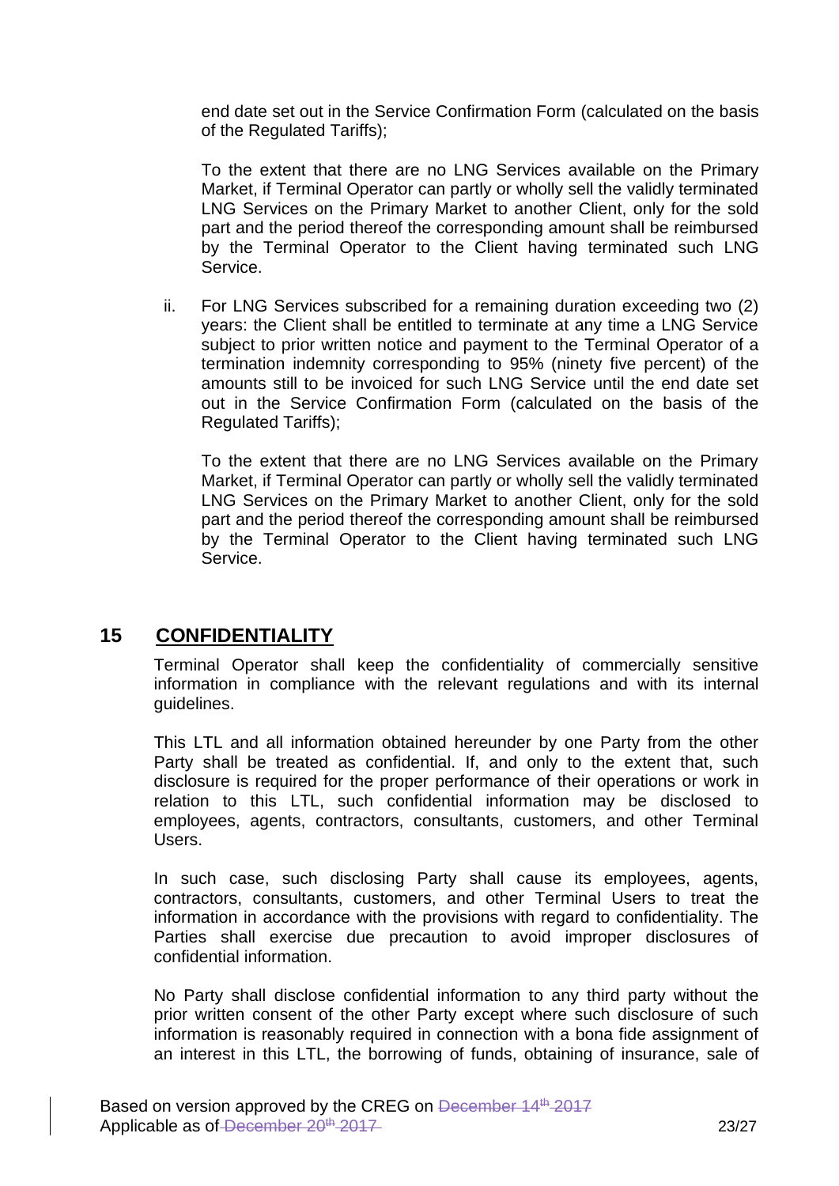end date set out in the Service Confirmation Form (calculated on the basis of the Regulated Tariffs);

To the extent that there are no LNG Services available on the Primary Market, if Terminal Operator can partly or wholly sell the validly terminated LNG Services on the Primary Market to another Client, only for the sold part and the period thereof the corresponding amount shall be reimbursed by the Terminal Operator to the Client having terminated such LNG Service.

ii. For LNG Services subscribed for a remaining duration exceeding two (2) years: the Client shall be entitled to terminate at any time a LNG Service subject to prior written notice and payment to the Terminal Operator of a termination indemnity corresponding to 95% (ninety five percent) of the amounts still to be invoiced for such LNG Service until the end date set out in the Service Confirmation Form (calculated on the basis of the Regulated Tariffs);

To the extent that there are no LNG Services available on the Primary Market, if Terminal Operator can partly or wholly sell the validly terminated LNG Services on the Primary Market to another Client, only for the sold part and the period thereof the corresponding amount shall be reimbursed by the Terminal Operator to the Client having terminated such LNG Service.

## 15 CONFIDENTIALITY

Terminal Operator shall keep the confidentiality of commercially sensitive information in compliance with the relevant regulations and with its internal guidelines.

This LTL and all information obtained hereunder by one Party from the other Party shall be treated as confidential. If, and only to the extent that, such disclosure is required for the proper performance of their operations or work in relation to this LTL, such confidential information may be disclosed to employees, agents, contractors, consultants, customers, and other Terminal Users.

In such case, such disclosing Party shall cause its employees, agents, contractors, consultants, customers, and other Terminal Users to treat the information in accordance with the provisions with regard to confidentiality. The Parties shall exercise due precaution to avoid improper disclosures of confidential information.

No Party shall disclose confidential information to any third party without the prior written consent of the other Party except where such disclosure of such information is reasonably required in connection with a bona fide assignment of an interest in this LTL, the borrowing of funds, obtaining of insurance, sale of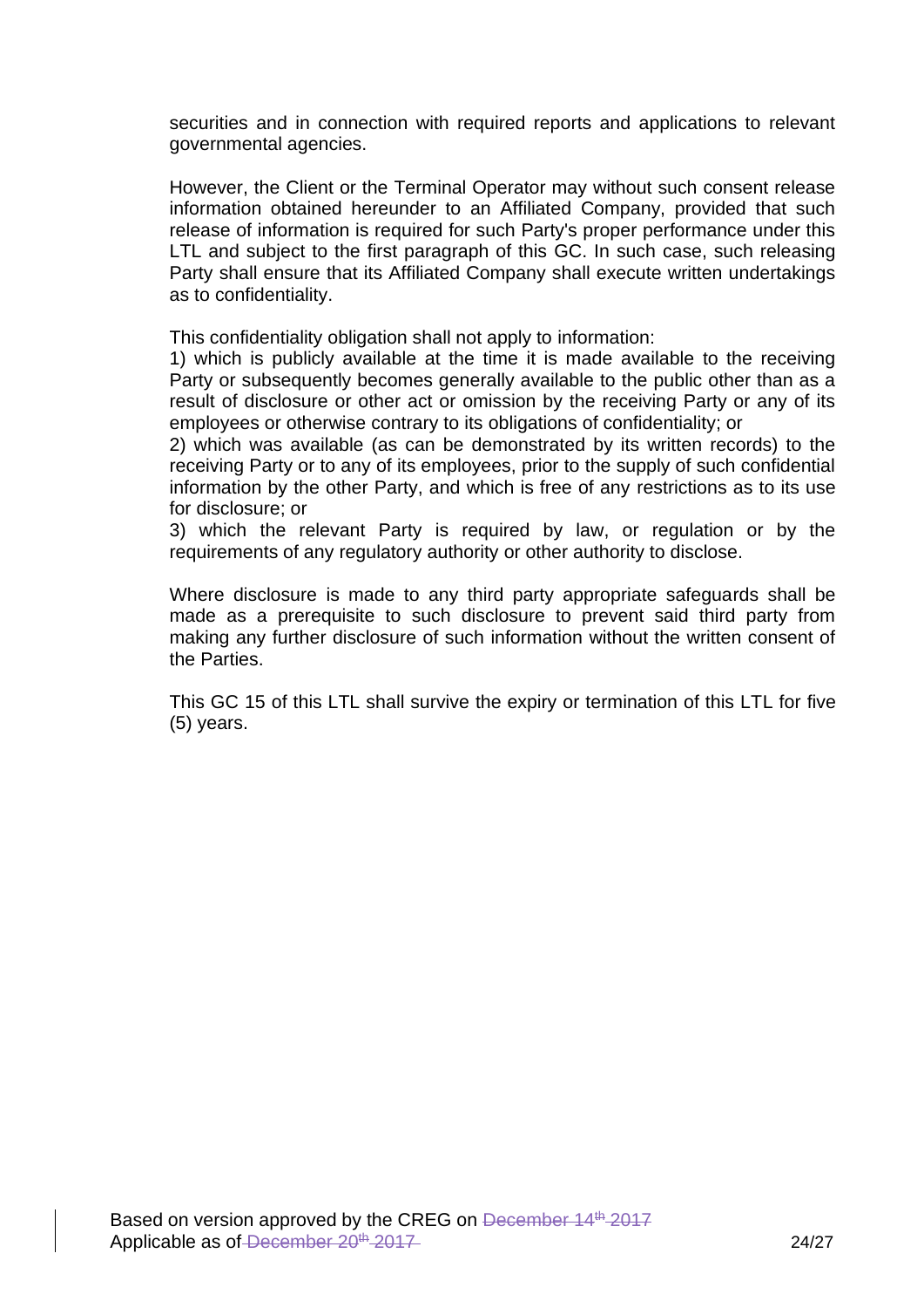securities and in connection with required reports and applications to relevant governmental agencies.

However, the Client or the Terminal Operator may without such consent release information obtained hereunder to an Affiliated Company, provided that such release of information is required for such Party's proper performance under this LTL and subject to the first paragraph of this GC. In such case, such releasing Party shall ensure that its Affiliated Company shall execute written undertakings as to confidentiality.

This confidentiality obligation shall not apply to information:

1) which is publicly available at the time it is made available to the receiving Party or subsequently becomes generally available to the public other than as a result of disclosure or other act or omission by the receiving Party or any of its employees or otherwise contrary to its obligations of confidentiality; or

2) which was available (as can be demonstrated by its written records) to the receiving Party or to any of its employees, prior to the supply of such confidential information by the other Party, and which is free of any restrictions as to its use for disclosure; or

3) which the relevant Party is required by law, or regulation or by the requirements of any regulatory authority or other authority to disclose.

Where disclosure is made to any third party appropriate safeguards shall be made as a prerequisite to such disclosure to prevent said third party from making any further disclosure of such information without the written consent of the Parties.

This GC 15 of this LTL shall survive the expiry or termination of this LTL for five (5) years.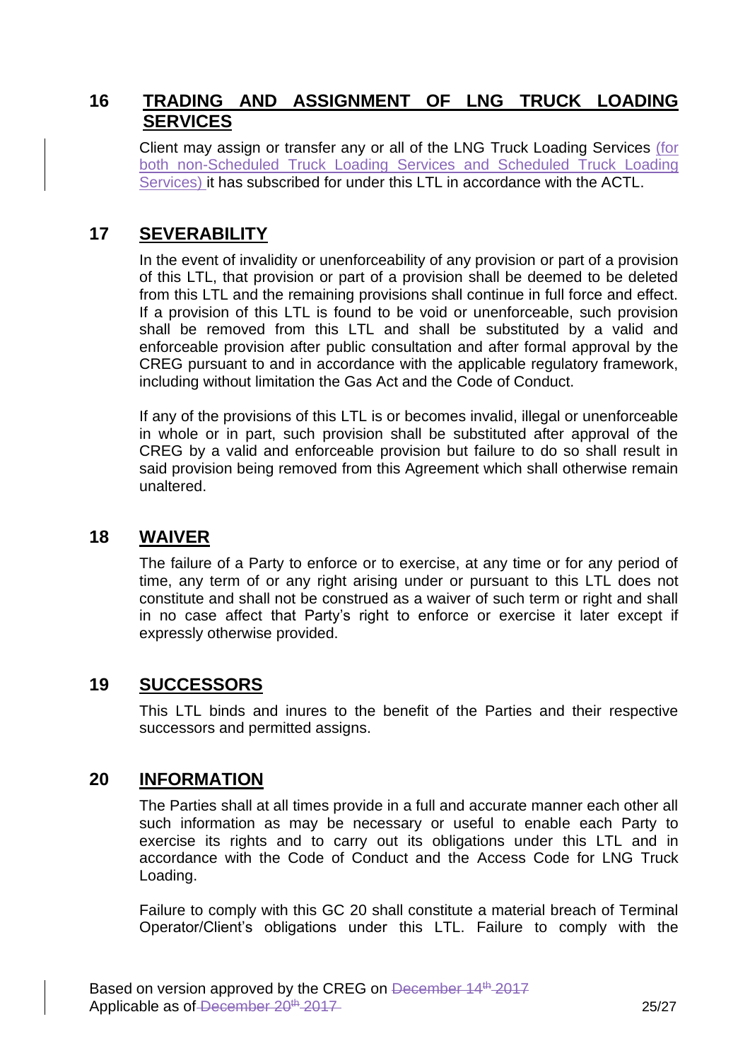## 16 TRADING AND ASSIGNMENT OF LNG TRUCK LOADING SERVICES

Client may assign or transfer any or all of the LNG Truck Loading Services (for both non-Scheduled Truck Loading Services and Scheduled Truck Loading Services) it has subscribed for under this LTL in accordance with the ACTL.

## 17 SEVERABILITY

In the event of invalidity or unenforceability of any provision or part of a provision of this LTL, that provision or part of a provision shall be deemed to be deleted from this LTL and the remaining provisions shall continue in full force and effect. If a provision of this LTL is found to be void or unenforceable, such provision shall be removed from this LTL and shall be substituted by a valid and enforceable provision after public consultation and after formal approval by the CREG pursuant to and in accordance with the applicable regulatory framework, including without limitation the Gas Act and the Code of Conduct.

If any of the provisions of this LTL is or becomes invalid, illegal or unenforceable in whole or in part, such provision shall be substituted after approval of the CREG by a valid and enforceable provision but failure to do so shall result in said provision being removed from this Agreement which shall otherwise remain unaltered.

## 18 WAIVER

The failure of a Party to enforce or to exercise, at any time or for any period of time, any term of or any right arising under or pursuant to this LTL does not constitute and shall not be construed as a waiver of such term or right and shall in no case affect that Party's right to enforce or exercise it later except if expressly otherwise provided.

## 19 SUCCESSORS

This LTL binds and inures to the benefit of the Parties and their respective successors and permitted assigns.

## 20 INFORMATION

The Parties shall at all times provide in a full and accurate manner each other all such information as may be necessary or useful to enable each Party to exercise its rights and to carry out its obligations under this LTL and in accordance with the Code of Conduct and the Access Code for LNG Truck Loading.

Failure to comply with this GC 20 shall constitute a material breach of Terminal Operator/Client's obligations under this LTL. Failure to comply with the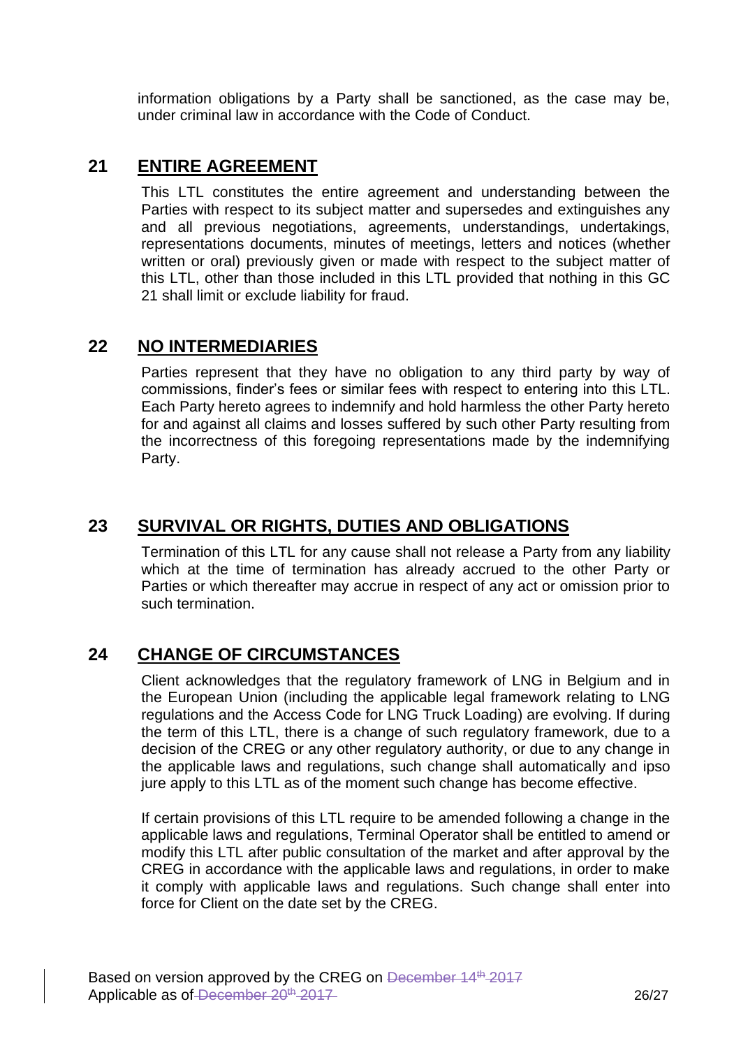information obligations by a Party shall be sanctioned, as the case may be, under criminal law in accordance with the Code of Conduct.

## 21 ENTIRE AGREEMENT

This LTL constitutes the entire agreement and understanding between the Parties with respect to its subject matter and supersedes and extinguishes any and all previous negotiations, agreements, understandings, undertakings, representations documents, minutes of meetings, letters and notices (whether written or oral) previously given or made with respect to the subject matter of this LTL, other than those included in this LTL provided that nothing in this GC 21 shall limit or exclude liability for fraud.

## 22 NO INTERMEDIARIES

Parties represent that they have no obligation to any third party by way of commissions, finder's fees or similar fees with respect to entering into this LTL. Each Party hereto agrees to indemnify and hold harmless the other Party hereto for and against all claims and losses suffered by such other Party resulting from the incorrectness of this foregoing representations made by the indemnifying Party.

## 23 SURVIVAL OR RIGHTS, DUTIES AND OBLIGATIONS

Termination of this LTL for any cause shall not release a Party from any liability which at the time of termination has already accrued to the other Party or Parties or which thereafter may accrue in respect of any act or omission prior to such termination.

## 24 CHANGE OF CIRCUMSTANCES

Client acknowledges that the regulatory framework of LNG in Belgium and in the European Union (including the applicable legal framework relating to LNG regulations and the Access Code for LNG Truck Loading) are evolving. If during the term of this LTL, there is a change of such regulatory framework, due to a decision of the CREG or any other regulatory authority, or due to any change in the applicable laws and regulations, such change shall automatically and ipso jure apply to this LTL as of the moment such change has become effective.

If certain provisions of this LTL require to be amended following a change in the applicable laws and regulations, Terminal Operator shall be entitled to amend or modify this LTL after public consultation of the market and after approval by the CREG in accordance with the applicable laws and regulations, in order to make it comply with applicable laws and regulations. Such change shall enter into force for Client on the date set by the CREG.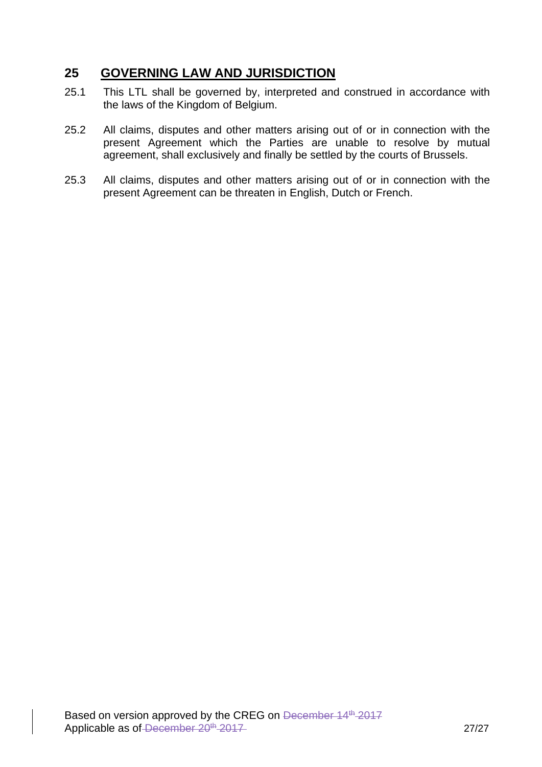## 25 GOVERNING LAW AND JURISDICTION

25.1 This LTL shall be governed by, interpreted and construed in accordance with the laws of the Kingdom of Belgium.

25.2 All claims, disputes and other matters arising out of or in connection with the present Agreement which the Parties are unable to resolve by mutual agreement, shall exclusively and finally be settled by the courts of Brussels.

25.3 All claims, disputes and other matters arising out of or in connection with the present Agreement can be threaten in English, Dutch or French.